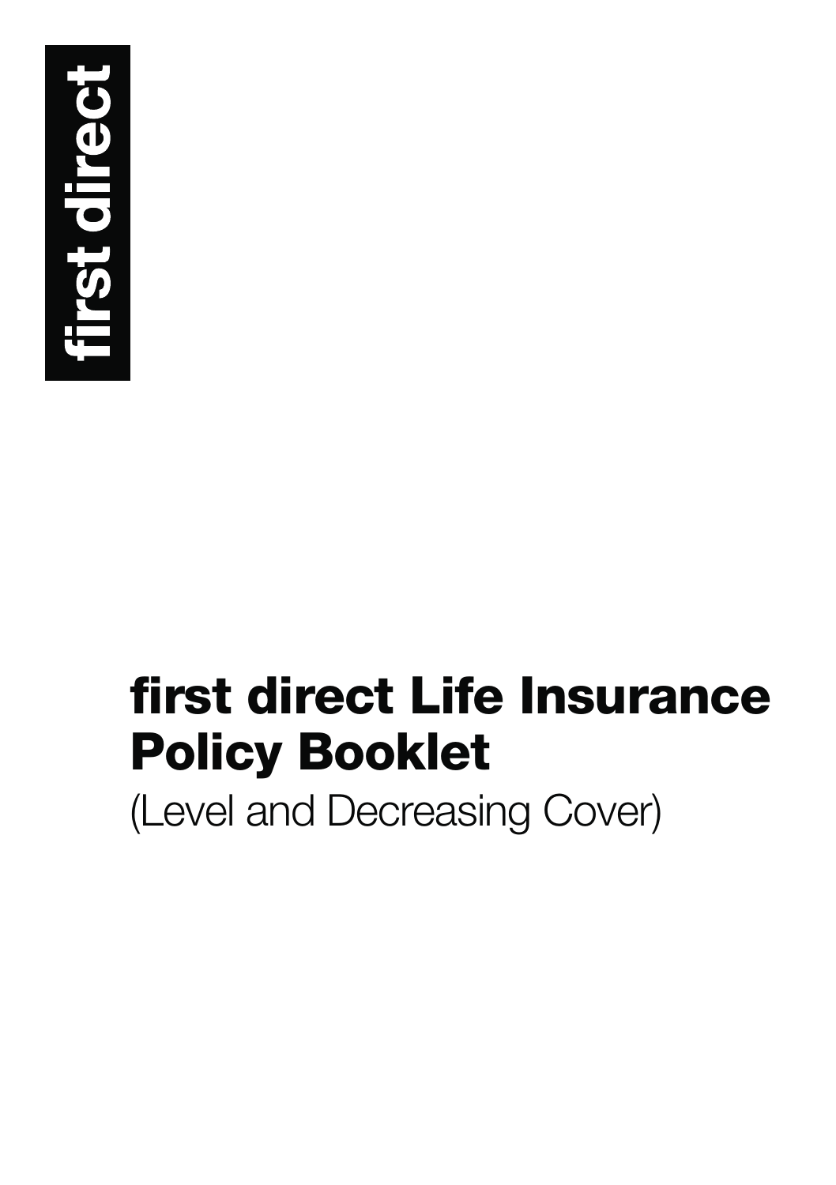first direct

# first direct Life Insurance Policy Booklet

(Level and Decreasing Cover)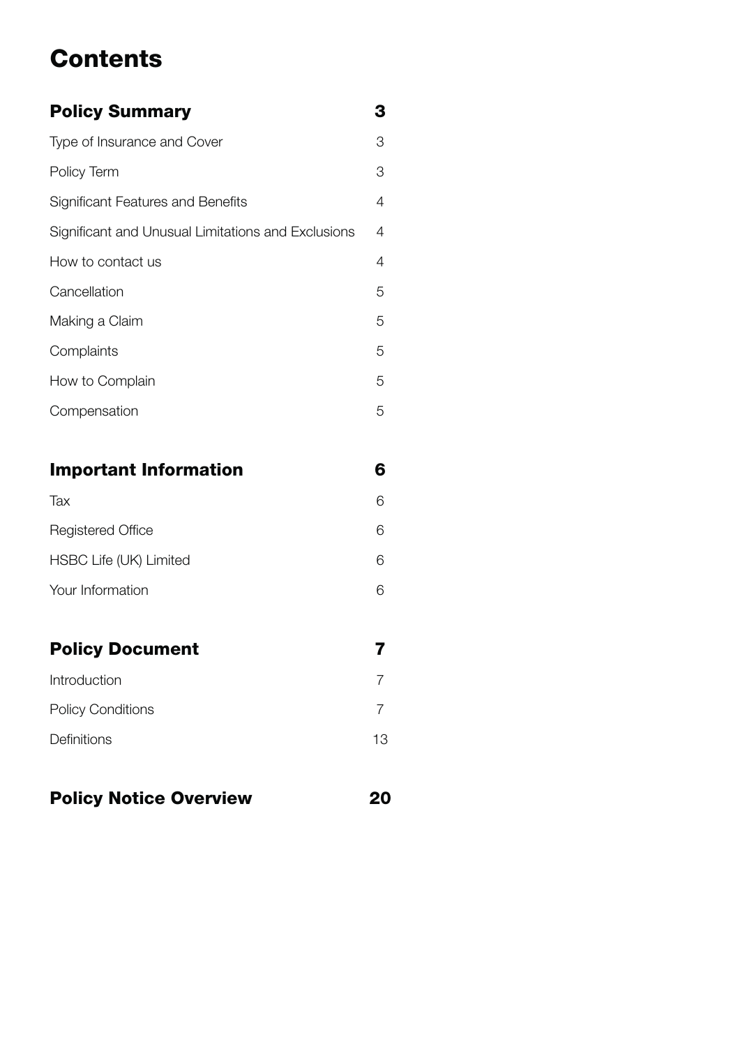# Contents

| | |
|---|---|
| **Policy Summary** | **3** |
| Type of Insurance and Cover | 3 |
| Policy Term | 3 |
| Significant Features and Benefits | 4 |
| Significant and Unusual Limitations and Exclusions | 4 |
| How to contact us | 4 |
| Cancellation | 5 |
| Making a Claim | 5 |
| Complaints | 5 |
| How to Complain | 5 |
| Compensation | 5 |
| **Important Information** | **6** |
| Tax | 6 |
| Registered Office | 6 |
| HSBC Life (UK) Limited | 6 |
| Your Information | 6 |
| **Policy Document** | **7** |
| Introduction | 7 |
| Policy Conditions | 7 |
| Definitions | 13 |
| **Policy Notice Overview** | **20** |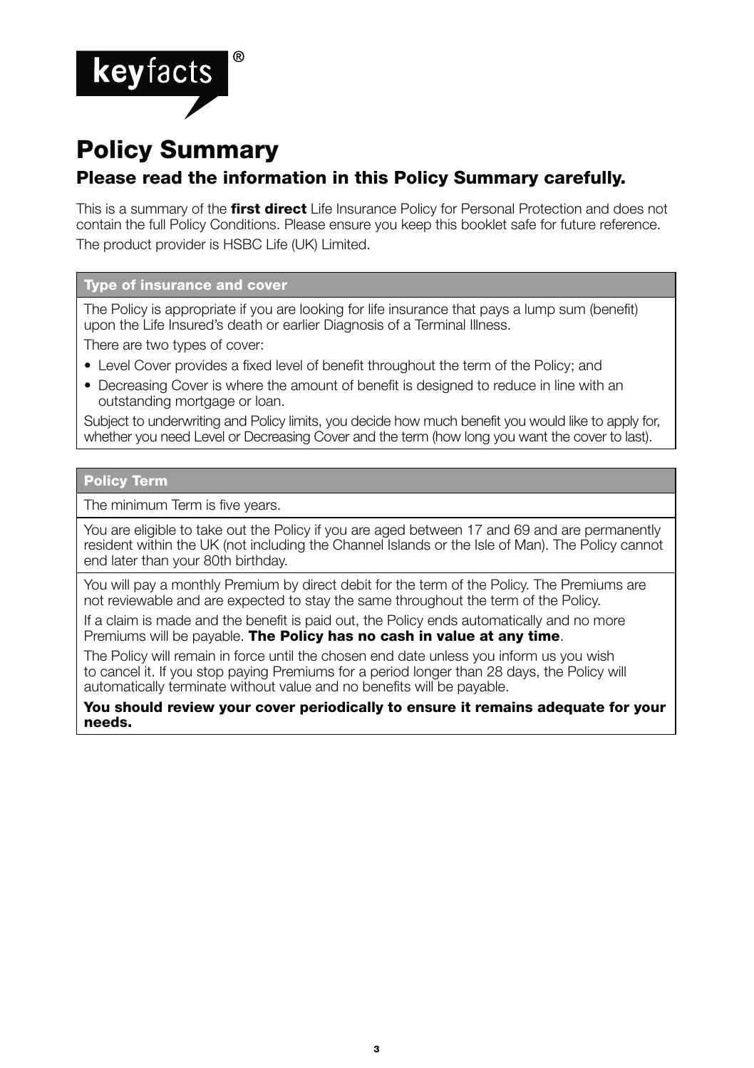keyfacts®

# Policy Summary

## Please read the information in this Policy Summary carefully.

This is a summary of the **first direct** Life Insurance Policy for Personal Protection and does not contain the full Policy Conditions. Please ensure you keep this booklet safe for future reference.

The product provider is HSBC Life (UK) Limited.

### Type of insurance and cover

The Policy is appropriate if you are looking for life insurance that pays a lump sum (benefit) upon the Life Insured's death or earlier Diagnosis of a Terminal Illness.

There are two types of cover:

- Level Cover provides a fixed level of benefit throughout the term of the Policy; and
- Decreasing Cover is where the amount of benefit is designed to reduce in line with an outstanding mortgage or loan.

Subject to underwriting and Policy limits, you decide how much benefit you would like to apply for, whether you need Level or Decreasing Cover and the term (how long you want the cover to last).

### Policy Term

The minimum Term is five years.

You are eligible to take out the Policy if you are aged between 17 and 69 and are permanently resident within the UK (not including the Channel Islands or the Isle of Man). The Policy cannot end later than your 80th birthday.

You will pay a monthly Premium by direct debit for the term of the Policy. The Premiums are not reviewable and are expected to stay the same throughout the term of the Policy.

If a claim is made and the benefit is paid out, the Policy ends automatically and no more Premiums will be payable. **The Policy has no cash in value at any time**.

The Policy will remain in force until the chosen end date unless you inform us you wish to cancel it. If you stop paying Premiums for a period longer than 28 days, the Policy will automatically terminate without value and no benefits will be payable.

**You should review your cover periodically to ensure it remains adequate for your needs.**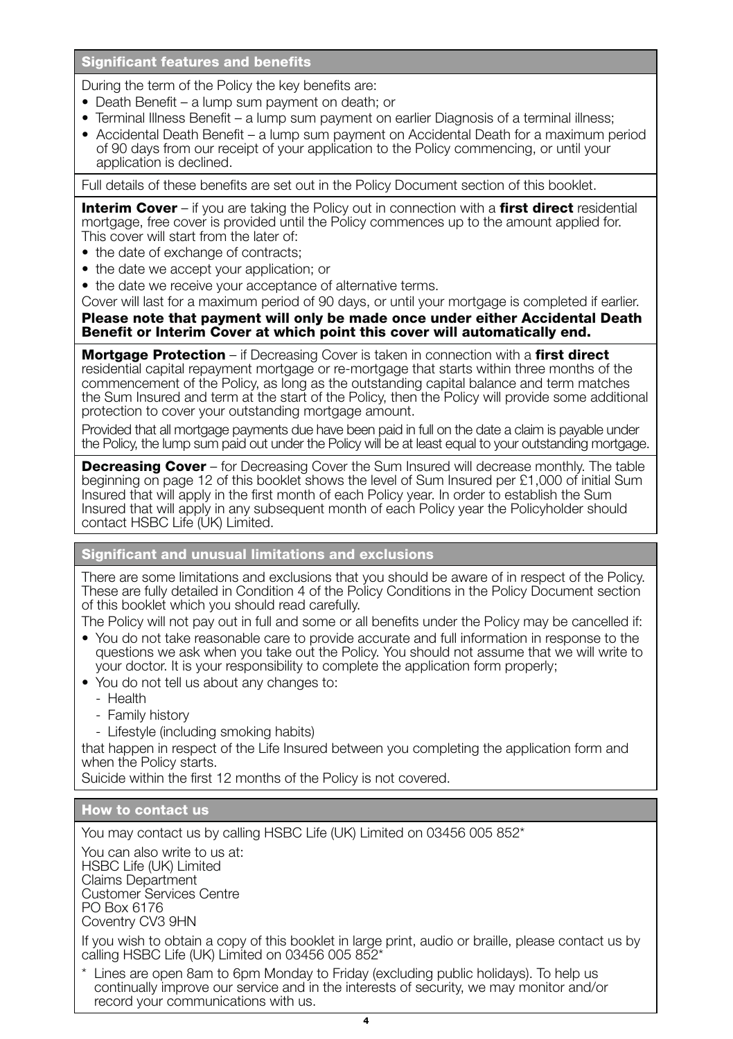## Significant features and benefits

During the term of the Policy the key benefits are:

- Death Benefit – a lump sum payment on death; or
- Terminal Illness Benefit – a lump sum payment on earlier Diagnosis of a terminal illness;
- Accidental Death Benefit – a lump sum payment on Accidental Death for a maximum period of 90 days from our receipt of your application to the Policy commencing, or until your application is declined.

Full details of these benefits are set out in the Policy Document section of this booklet.

**Interim Cover** – if you are taking the Policy out in connection with a **first direct** residential mortgage, free cover is provided until the Policy commences up to the amount applied for. This cover will start from the later of:

- the date of exchange of contracts;
- the date we accept your application; or
- the date we receive your acceptance of alternative terms.

Cover will last for a maximum period of 90 days, or until your mortgage is completed if earlier.

**Please note that payment will only be made once under either Accidental Death Benefit or Interim Cover at which point this cover will automatically end.**

**Mortgage Protection** – if Decreasing Cover is taken in connection with a **first direct** residential capital repayment mortgage or re-mortgage that starts within three months of the commencement of the Policy, as long as the outstanding capital balance and term matches the Sum Insured and term at the start of the Policy, then the Policy will provide some additional protection to cover your outstanding mortgage amount.

Provided that all mortgage payments due have been paid in full on the date a claim is payable under the Policy, the lump sum paid out under the Policy will be at least equal to your outstanding mortgage.

**Decreasing Cover** – for Decreasing Cover the Sum Insured will decrease monthly. The table beginning on page 12 of this booklet shows the level of Sum Insured per £1,000 of initial Sum Insured that will apply in the first month of each Policy year. In order to establish the Sum Insured that will apply in any subsequent month of each Policy year the Policyholder should contact HSBC Life (UK) Limited.

## Significant and unusual limitations and exclusions

There are some limitations and exclusions that you should be aware of in respect of the Policy. These are fully detailed in Condition 4 of the Policy Conditions in the Policy Document section of this booklet which you should read carefully.

The Policy will not pay out in full and some or all benefits under the Policy may be cancelled if:

- You do not take reasonable care to provide accurate and full information in response to the questions we ask when you take out the Policy. You should not assume that we will write to your doctor. It is your responsibility to complete the application form properly;
- You do not tell us about any changes to:
  - Health
  - Family history
  - Lifestyle (including smoking habits)

that happen in respect of the Life Insured between you completing the application form and when the Policy starts.

Suicide within the first 12 months of the Policy is not covered.

## How to contact us

You may contact us by calling HSBC Life (UK) Limited on 03456 005 852*

You can also write to us at:
HSBC Life (UK) Limited
Claims Department
Customer Services Centre
PO Box 6176
Coventry CV3 9HN

If you wish to obtain a copy of this booklet in large print, audio or braille, please contact us by calling HSBC Life (UK) Limited on 03456 005 852*

\* Lines are open 8am to 6pm Monday to Friday (excluding public holidays). To help us continually improve our service and in the interests of security, we may monitor and/or record your communications with us.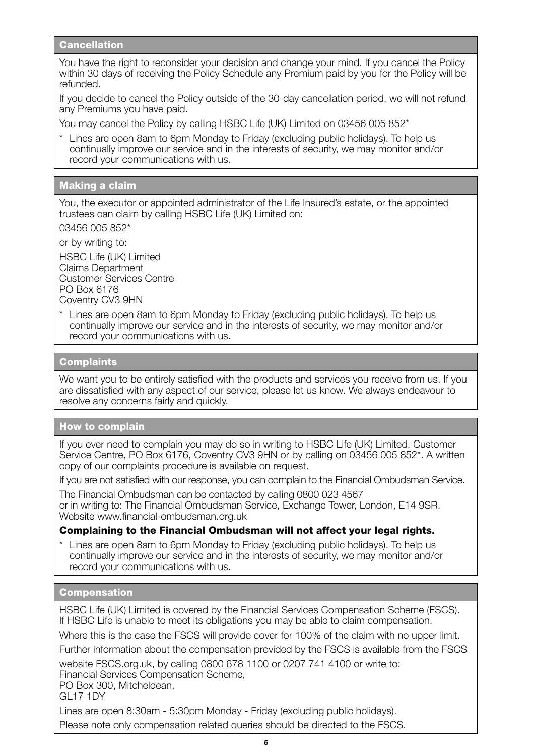## Cancellation

You have the right to reconsider your decision and change your mind. If you cancel the Policy within 30 days of receiving the Policy Schedule any Premium paid by you for the Policy will be refunded.

If you decide to cancel the Policy outside of the 30-day cancellation period, we will not refund any Premiums you have paid.

You may cancel the Policy by calling HSBC Life (UK) Limited on 03456 005 852*

\* Lines are open 8am to 6pm Monday to Friday (excluding public holidays). To help us continually improve our service and in the interests of security, we may monitor and/or record your communications with us.

## Making a claim

You, the executor or appointed administrator of the Life Insured's estate, or the appointed trustees can claim by calling HSBC Life (UK) Limited on:

03456 005 852*

or by writing to:

HSBC Life (UK) Limited
Claims Department
Customer Services Centre
PO Box 6176
Coventry CV3 9HN

\* Lines are open 8am to 6pm Monday to Friday (excluding public holidays). To help us continually improve our service and in the interests of security, we may monitor and/or record your communications with us.

## Complaints

We want you to be entirely satisfied with the products and services you receive from us. If you are dissatisfied with any aspect of our service, please let us know. We always endeavour to resolve any concerns fairly and quickly.

## How to complain

If you ever need to complain you may do so in writing to HSBC Life (UK) Limited, Customer Service Centre, PO Box 6176, Coventry CV3 9HN or by calling on 03456 005 852*. A written copy of our complaints procedure is available on request.

If you are not satisfied with our response, you can complain to the Financial Ombudsman Service.

The Financial Ombudsman can be contacted by calling 0800 023 4567
or in writing to: The Financial Ombudsman Service, Exchange Tower, London, E14 9SR.
Website www.financial-ombudsman.org.uk

**Complaining to the Financial Ombudsman will not affect your legal rights.**

\* Lines are open 8am to 6pm Monday to Friday (excluding public holidays). To help us continually improve our service and in the interests of security, we may monitor and/or record your communications with us.

## Compensation

HSBC Life (UK) Limited is covered by the Financial Services Compensation Scheme (FSCS). If HSBC Life is unable to meet its obligations you may be able to claim compensation.

Where this is the case the FSCS will provide cover for 100% of the claim with no upper limit.

Further information about the compensation provided by the FSCS is available from the FSCS

website FSCS.org.uk, by calling 0800 678 1100 or 0207 741 4100 or write to:
Financial Services Compensation Scheme,
PO Box 300, Mitcheldean,
GL17 1DY

Lines are open 8:30am - 5:30pm Monday - Friday (excluding public holidays).

Please note only compensation related queries should be directed to the FSCS.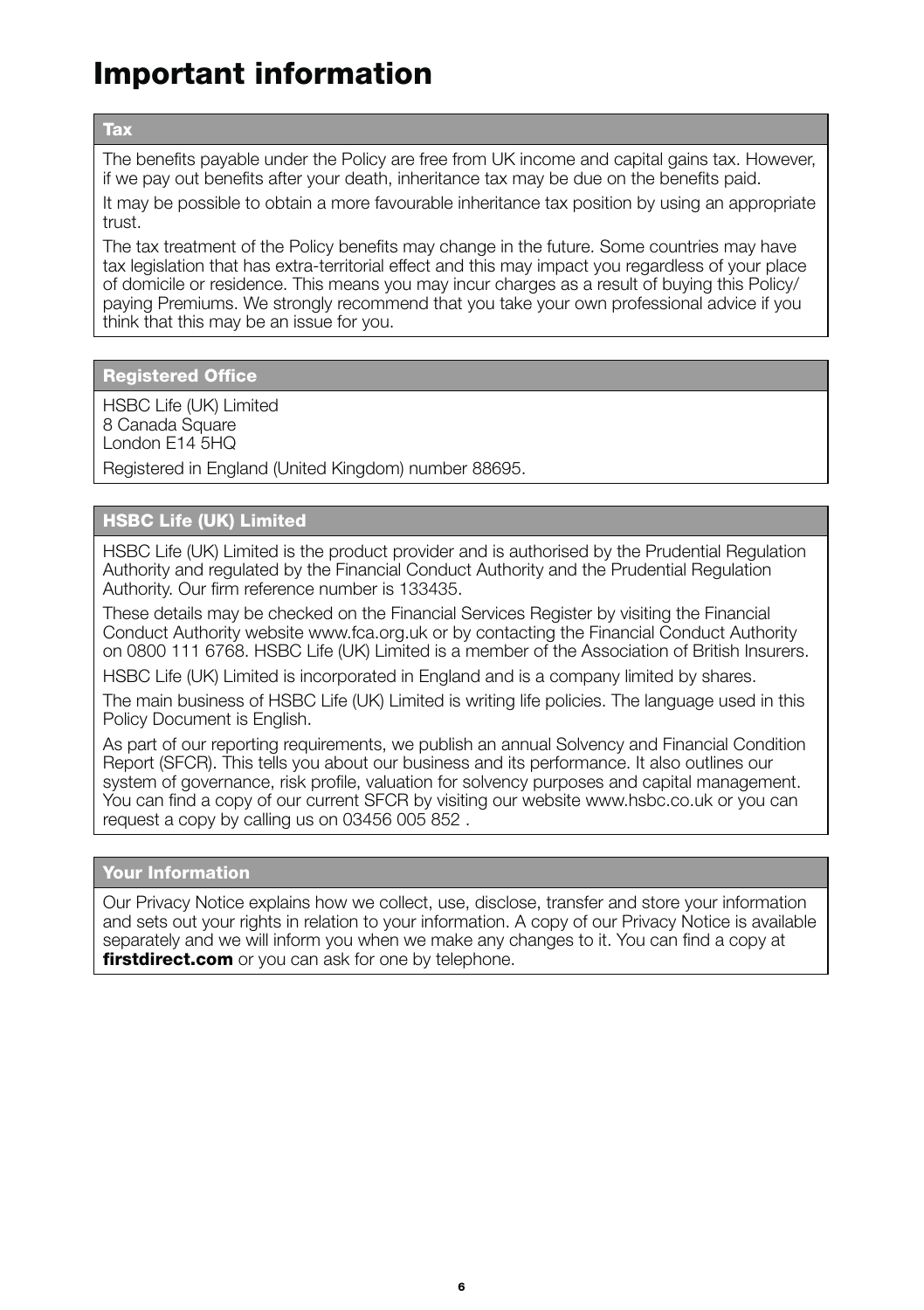# Important information

## Tax

The benefits payable under the Policy are free from UK income and capital gains tax. However, if we pay out benefits after your death, inheritance tax may be due on the benefits paid.

It may be possible to obtain a more favourable inheritance tax position by using an appropriate trust.

The tax treatment of the Policy benefits may change in the future. Some countries may have tax legislation that has extra-territorial effect and this may impact you regardless of your place of domicile or residence. This means you may incur charges as a result of buying this Policy/ paying Premiums. We strongly recommend that you take your own professional advice if you think that this may be an issue for you.

## Registered Office

HSBC Life (UK) Limited
8 Canada Square
London E14 5HQ

Registered in England (United Kingdom) number 88695.

## HSBC Life (UK) Limited

HSBC Life (UK) Limited is the product provider and is authorised by the Prudential Regulation Authority and regulated by the Financial Conduct Authority and the Prudential Regulation Authority. Our firm reference number is 133435.

These details may be checked on the Financial Services Register by visiting the Financial Conduct Authority website www.fca.org.uk or by contacting the Financial Conduct Authority on 0800 111 6768. HSBC Life (UK) Limited is a member of the Association of British Insurers.

HSBC Life (UK) Limited is incorporated in England and is a company limited by shares.

The main business of HSBC Life (UK) Limited is writing life policies. The language used in this Policy Document is English.

As part of our reporting requirements, we publish an annual Solvency and Financial Condition Report (SFCR). This tells you about our business and its performance. It also outlines our system of governance, risk profile, valuation for solvency purposes and capital management. You can find a copy of our current SFCR by visiting our website www.hsbc.co.uk or you can request a copy by calling us on 03456 005 852 .

## Your Information

Our Privacy Notice explains how we collect, use, disclose, transfer and store your information and sets out your rights in relation to your information. A copy of our Privacy Notice is available separately and we will inform you when we make any changes to it. You can find a copy at **firstdirect.com** or you can ask for one by telephone.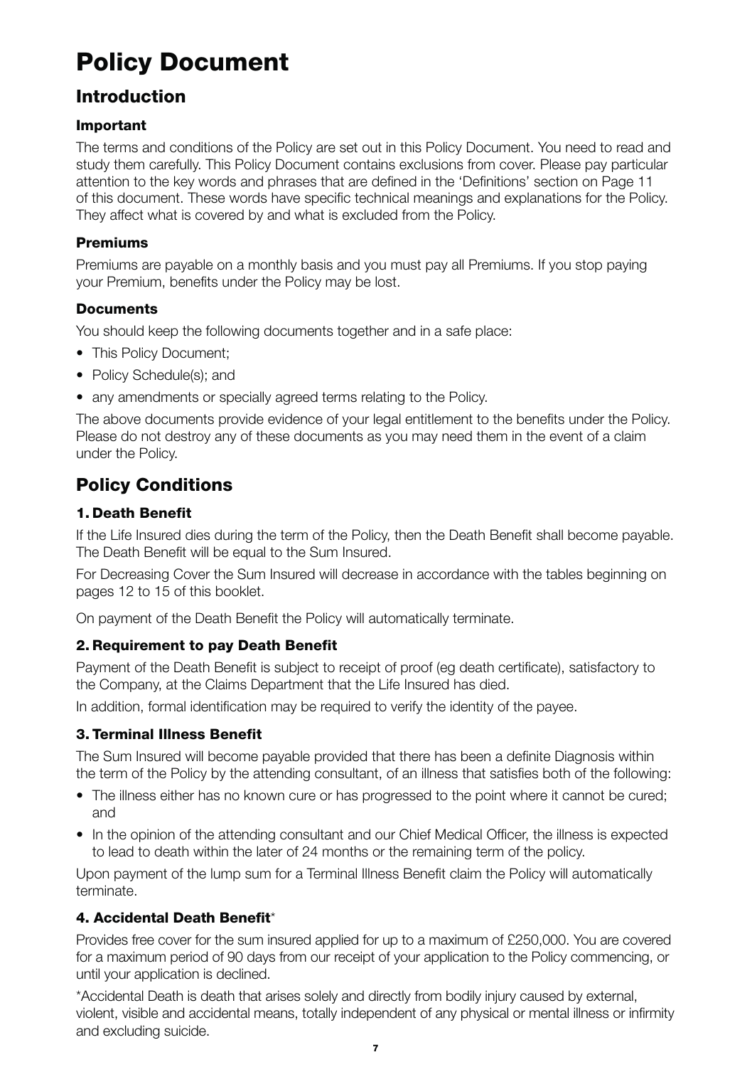# Policy Document

## Introduction

### Important

The terms and conditions of the Policy are set out in this Policy Document. You need to read and study them carefully. This Policy Document contains exclusions from cover. Please pay particular attention to the key words and phrases that are defined in the 'Definitions' section on Page 11 of this document. These words have specific technical meanings and explanations for the Policy. They affect what is covered by and what is excluded from the Policy.

### Premiums

Premiums are payable on a monthly basis and you must pay all Premiums. If you stop paying your Premium, benefits under the Policy may be lost.

### Documents

You should keep the following documents together and in a safe place:

- This Policy Document;
- Policy Schedule(s); and
- any amendments or specially agreed terms relating to the Policy.

The above documents provide evidence of your legal entitlement to the benefits under the Policy. Please do not destroy any of these documents as you may need them in the event of a claim under the Policy.

## Policy Conditions

### 1. Death Benefit

If the Life Insured dies during the term of the Policy, then the Death Benefit shall become payable. The Death Benefit will be equal to the Sum Insured.

For Decreasing Cover the Sum Insured will decrease in accordance with the tables beginning on pages 12 to 15 of this booklet.

On payment of the Death Benefit the Policy will automatically terminate.

### 2. Requirement to pay Death Benefit

Payment of the Death Benefit is subject to receipt of proof (eg death certificate), satisfactory to the Company, at the Claims Department that the Life Insured has died.

In addition, formal identification may be required to verify the identity of the payee.

### 3. Terminal Illness Benefit

The Sum Insured will become payable provided that there has been a definite Diagnosis within the term of the Policy by the attending consultant, of an illness that satisfies both of the following:

- The illness either has no known cure or has progressed to the point where it cannot be cured; and
- In the opinion of the attending consultant and our Chief Medical Officer, the illness is expected to lead to death within the later of 24 months or the remaining term of the policy.

Upon payment of the lump sum for a Terminal Illness Benefit claim the Policy will automatically terminate.

### 4. Accidental Death Benefit*

Provides free cover for the sum insured applied for up to a maximum of £250,000. You are covered for a maximum period of 90 days from our receipt of your application to the Policy commencing, or until your application is declined.

*Accidental Death is death that arises solely and directly from bodily injury caused by external, violent, visible and accidental means, totally independent of any physical or mental illness or infirmity and excluding suicide.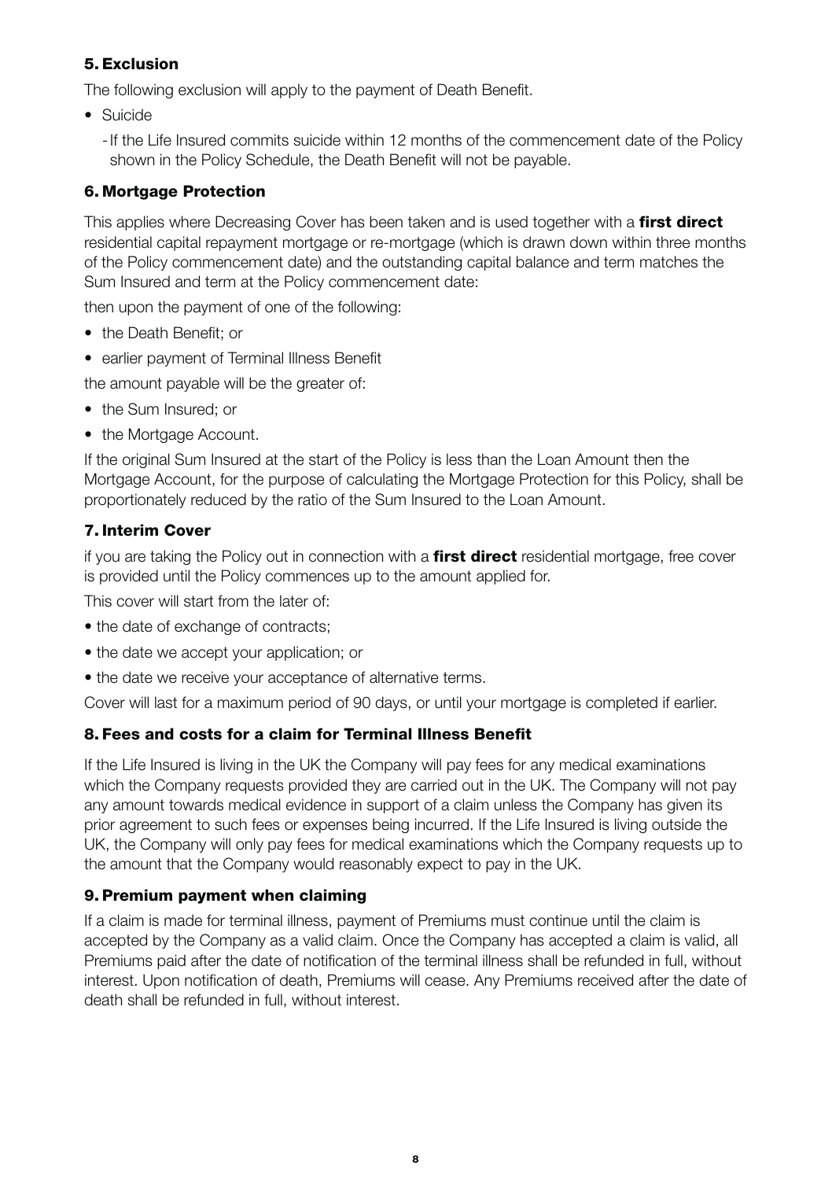## 5. Exclusion

The following exclusion will apply to the payment of Death Benefit.

- Suicide
  - If the Life Insured commits suicide within 12 months of the commencement date of the Policy shown in the Policy Schedule, the Death Benefit will not be payable.

## 6. Mortgage Protection

This applies where Decreasing Cover has been taken and is used together with a **first direct** residential capital repayment mortgage or re-mortgage (which is drawn down within three months of the Policy commencement date) and the outstanding capital balance and term matches the Sum Insured and term at the Policy commencement date:

then upon the payment of one of the following:

- the Death Benefit; or
- earlier payment of Terminal Illness Benefit

the amount payable will be the greater of:

- the Sum Insured; or
- the Mortgage Account.

If the original Sum Insured at the start of the Policy is less than the Loan Amount then the Mortgage Account, for the purpose of calculating the Mortgage Protection for this Policy, shall be proportionately reduced by the ratio of the Sum Insured to the Loan Amount.

## 7. Interim Cover

if you are taking the Policy out in connection with a **first direct** residential mortgage, free cover is provided until the Policy commences up to the amount applied for.

This cover will start from the later of:

- the date of exchange of contracts;
- the date we accept your application; or
- the date we receive your acceptance of alternative terms.

Cover will last for a maximum period of 90 days, or until your mortgage is completed if earlier.

## 8. Fees and costs for a claim for Terminal Illness Benefit

If the Life Insured is living in the UK the Company will pay fees for any medical examinations which the Company requests provided they are carried out in the UK. The Company will not pay any amount towards medical evidence in support of a claim unless the Company has given its prior agreement to such fees or expenses being incurred. If the Life Insured is living outside the UK, the Company will only pay fees for medical examinations which the Company requests up to the amount that the Company would reasonably expect to pay in the UK.

## 9. Premium payment when claiming

If a claim is made for terminal illness, payment of Premiums must continue until the claim is accepted by the Company as a valid claim. Once the Company has accepted a claim is valid, all Premiums paid after the date of notification of the terminal illness shall be refunded in full, without interest. Upon notification of death, Premiums will cease. Any Premiums received after the date of death shall be refunded in full, without interest.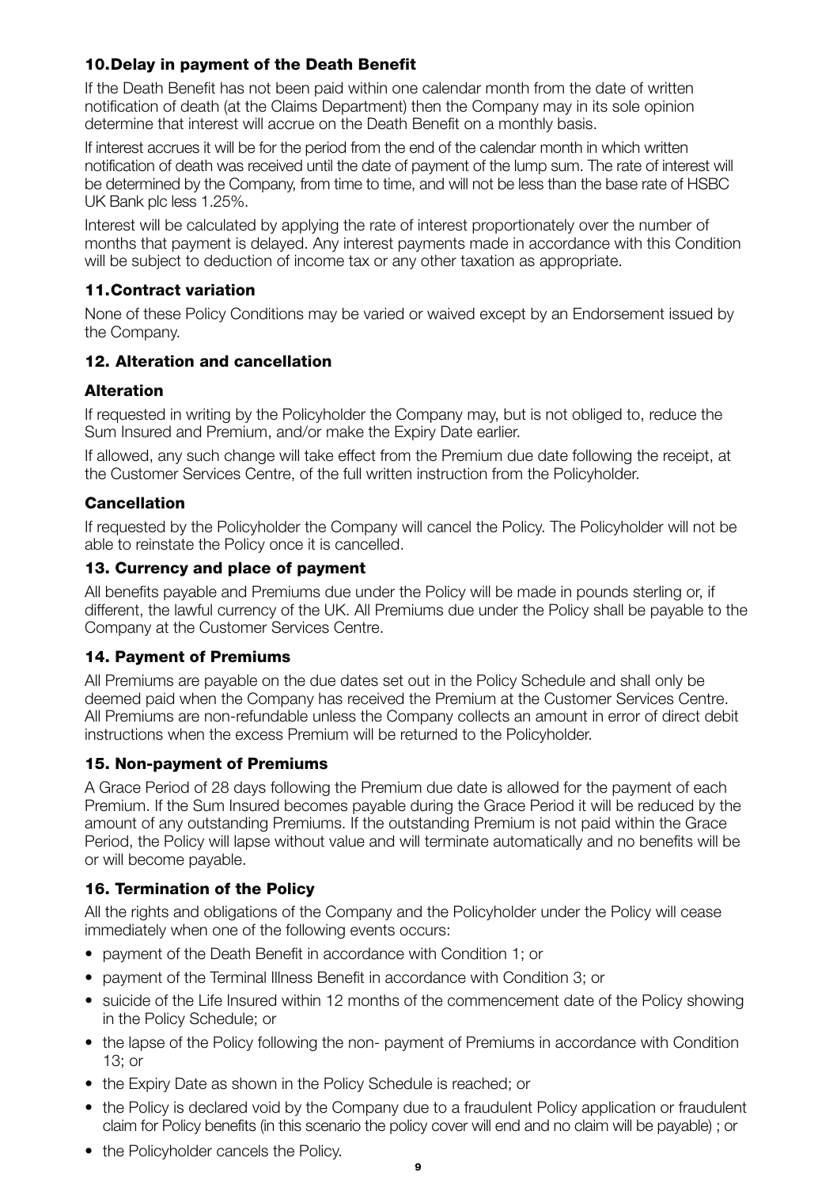### 10. Delay in payment of the Death Benefit

If the Death Benefit has not been paid within one calendar month from the date of written notification of death (at the Claims Department) then the Company may in its sole opinion determine that interest will accrue on the Death Benefit on a monthly basis.

If interest accrues it will be for the period from the end of the calendar month in which written notification of death was received until the date of payment of the lump sum. The rate of interest will be determined by the Company, from time to time, and will not be less than the base rate of HSBC UK Bank plc less 1.25%.

Interest will be calculated by applying the rate of interest proportionately over the number of months that payment is delayed. Any interest payments made in accordance with this Condition will be subject to deduction of income tax or any other taxation as appropriate.

### 11. Contract variation

None of these Policy Conditions may be varied or waived except by an Endorsement issued by the Company.

### 12. Alteration and cancellation

#### Alteration

If requested in writing by the Policyholder the Company may, but is not obliged to, reduce the Sum Insured and Premium, and/or make the Expiry Date earlier.

If allowed, any such change will take effect from the Premium due date following the receipt, at the Customer Services Centre, of the full written instruction from the Policyholder.

#### Cancellation

If requested by the Policyholder the Company will cancel the Policy. The Policyholder will not be able to reinstate the Policy once it is cancelled.

### 13. Currency and place of payment

All benefits payable and Premiums due under the Policy will be made in pounds sterling or, if different, the lawful currency of the UK. All Premiums due under the Policy shall be payable to the Company at the Customer Services Centre.

### 14. Payment of Premiums

All Premiums are payable on the due dates set out in the Policy Schedule and shall only be deemed paid when the Company has received the Premium at the Customer Services Centre. All Premiums are non-refundable unless the Company collects an amount in error of direct debit instructions when the excess Premium will be returned to the Policyholder.

### 15. Non-payment of Premiums

A Grace Period of 28 days following the Premium due date is allowed for the payment of each Premium. If the Sum Insured becomes payable during the Grace Period it will be reduced by the amount of any outstanding Premiums. If the outstanding Premium is not paid within the Grace Period, the Policy will lapse without value and will terminate automatically and no benefits will be or will become payable.

### 16. Termination of the Policy

All the rights and obligations of the Company and the Policyholder under the Policy will cease immediately when one of the following events occurs:

- payment of the Death Benefit in accordance with Condition 1; or
- payment of the Terminal Illness Benefit in accordance with Condition 3; or
- suicide of the Life Insured within 12 months of the commencement date of the Policy showing in the Policy Schedule; or
- the lapse of the Policy following the non- payment of Premiums in accordance with Condition 13; or
- the Expiry Date as shown in the Policy Schedule is reached; or
- the Policy is declared void by the Company due to a fraudulent Policy application or fraudulent claim for Policy benefits (in this scenario the policy cover will end and no claim will be payable) ; or
- the Policyholder cancels the Policy.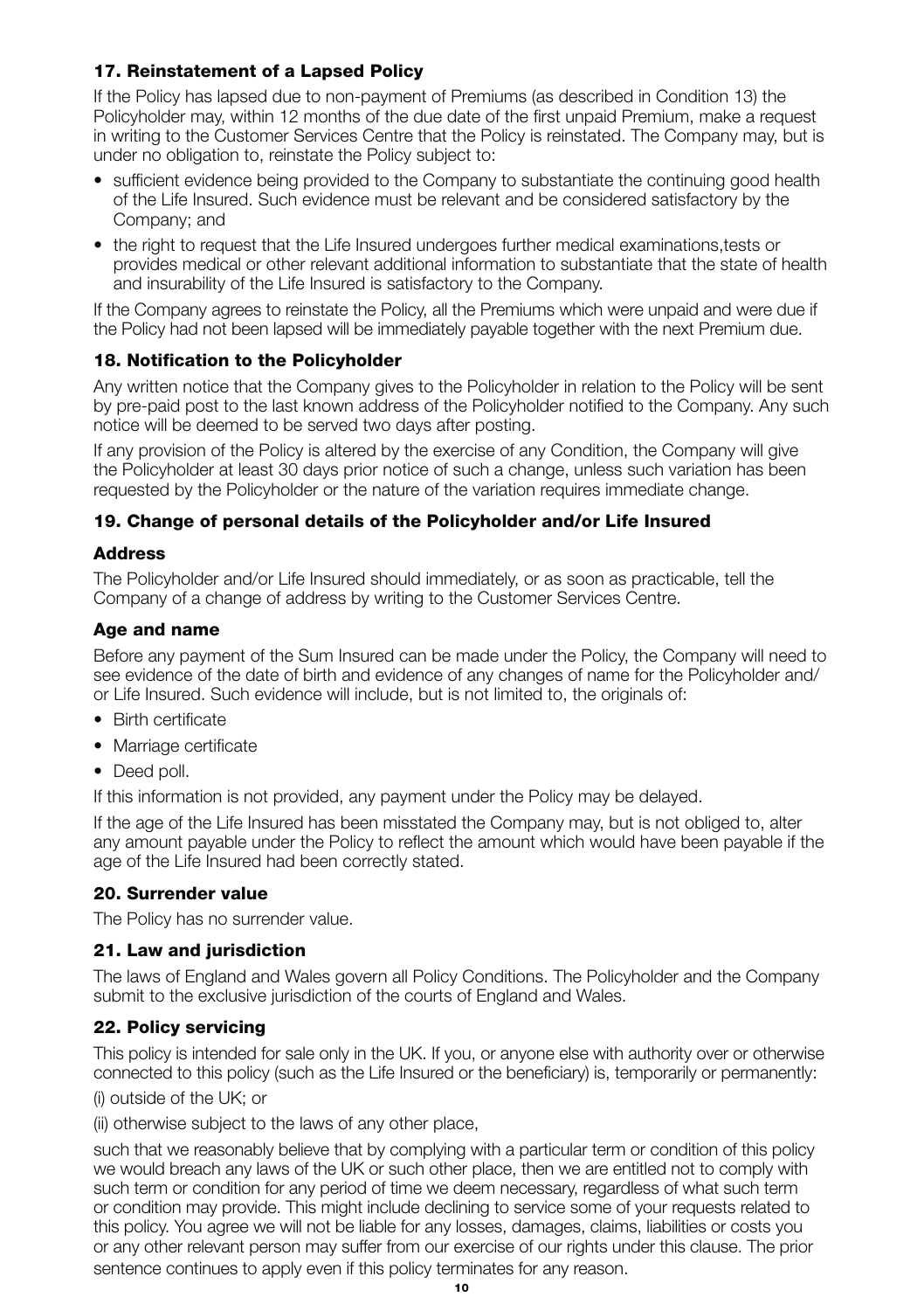## 17. Reinstatement of a Lapsed Policy

If the Policy has lapsed due to non-payment of Premiums (as described in Condition 13) the Policyholder may, within 12 months of the due date of the first unpaid Premium, make a request in writing to the Customer Services Centre that the Policy is reinstated. The Company may, but is under no obligation to, reinstate the Policy subject to:

- sufficient evidence being provided to the Company to substantiate the continuing good health of the Life Insured. Such evidence must be relevant and be considered satisfactory by the Company; and
- the right to request that the Life Insured undergoes further medical examinations,tests or provides medical or other relevant additional information to substantiate that the state of health and insurability of the Life Insured is satisfactory to the Company.

If the Company agrees to reinstate the Policy, all the Premiums which were unpaid and were due if the Policy had not been lapsed will be immediately payable together with the next Premium due.

## 18. Notification to the Policyholder

Any written notice that the Company gives to the Policyholder in relation to the Policy will be sent by pre-paid post to the last known address of the Policyholder notified to the Company. Any such notice will be deemed to be served two days after posting.

If any provision of the Policy is altered by the exercise of any Condition, the Company will give the Policyholder at least 30 days prior notice of such a change, unless such variation has been requested by the Policyholder or the nature of the variation requires immediate change.

## 19. Change of personal details of the Policyholder and/or Life Insured

### Address

The Policyholder and/or Life Insured should immediately, or as soon as practicable, tell the Company of a change of address by writing to the Customer Services Centre.

### Age and name

Before any payment of the Sum Insured can be made under the Policy, the Company will need to see evidence of the date of birth and evidence of any changes of name for the Policyholder and/or Life Insured. Such evidence will include, but is not limited to, the originals of:

- Birth certificate
- Marriage certificate
- Deed poll.

If this information is not provided, any payment under the Policy may be delayed.

If the age of the Life Insured has been misstated the Company may, but is not obliged to, alter any amount payable under the Policy to reflect the amount which would have been payable if the age of the Life Insured had been correctly stated.

## 20. Surrender value

The Policy has no surrender value.

## 21. Law and jurisdiction

The laws of England and Wales govern all Policy Conditions. The Policyholder and the Company submit to the exclusive jurisdiction of the courts of England and Wales.

## 22. Policy servicing

This policy is intended for sale only in the UK. If you, or anyone else with authority over or otherwise connected to this policy (such as the Life Insured or the beneficiary) is, temporarily or permanently:

(i) outside of the UK; or

(ii) otherwise subject to the laws of any other place,

such that we reasonably believe that by complying with a particular term or condition of this policy we would breach any laws of the UK or such other place, then we are entitled not to comply with such term or condition for any period of time we deem necessary, regardless of what such term or condition may provide. This might include declining to service some of your requests related to this policy. You agree we will not be liable for any losses, damages, claims, liabilities or costs you or any other relevant person may suffer from our exercise of our rights under this clause. The prior sentence continues to apply even if this policy terminates for any reason.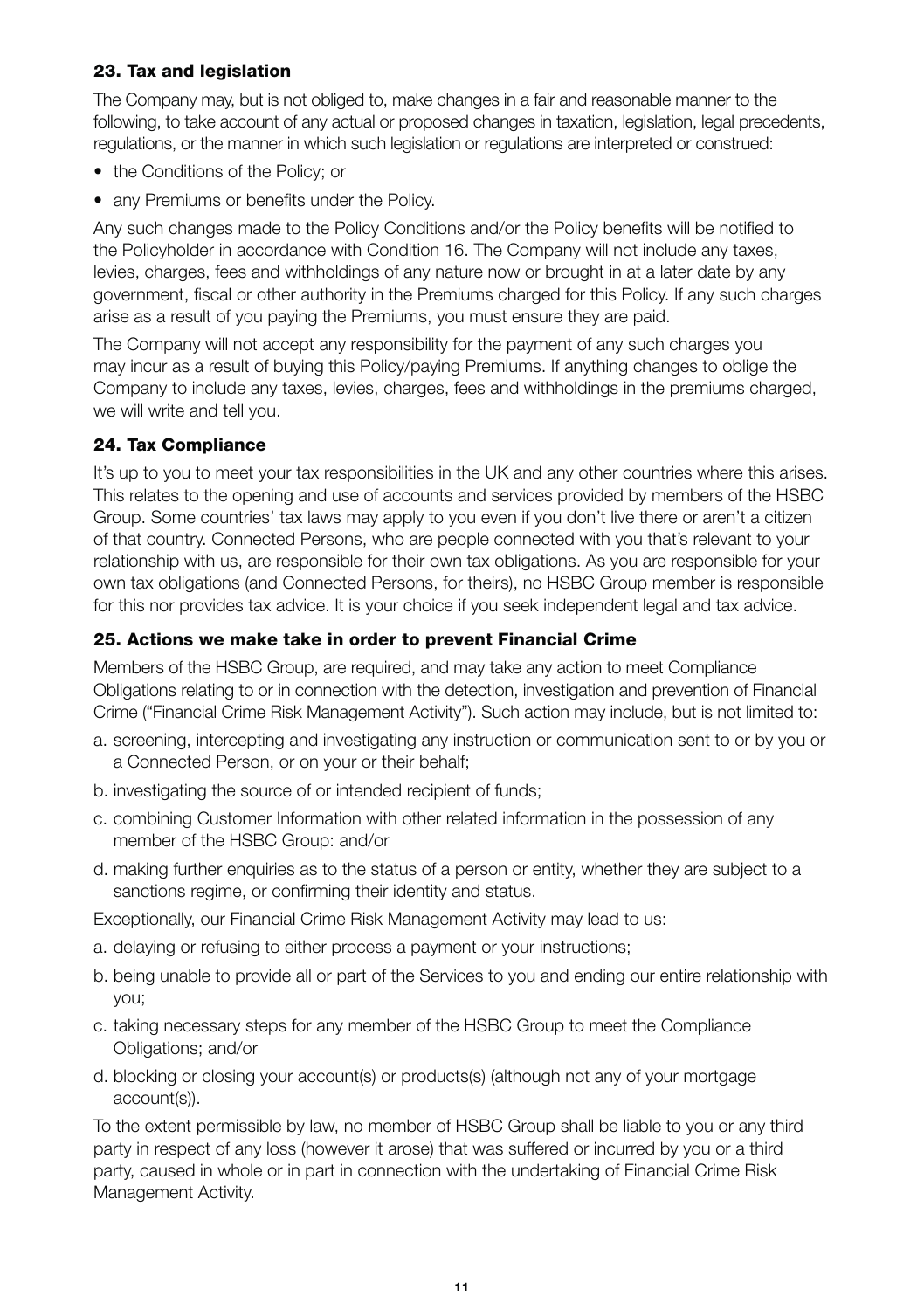## 23. Tax and legislation

The Company may, but is not obliged to, make changes in a fair and reasonable manner to the following, to take account of any actual or proposed changes in taxation, legislation, legal precedents, regulations, or the manner in which such legislation or regulations are interpreted or construed:

- the Conditions of the Policy; or
- any Premiums or benefits under the Policy.

Any such changes made to the Policy Conditions and/or the Policy benefits will be notified to the Policyholder in accordance with Condition 16. The Company will not include any taxes, levies, charges, fees and withholdings of any nature now or brought in at a later date by any government, fiscal or other authority in the Premiums charged for this Policy. If any such charges arise as a result of you paying the Premiums, you must ensure they are paid.

The Company will not accept any responsibility for the payment of any such charges you may incur as a result of buying this Policy/paying Premiums. If anything changes to oblige the Company to include any taxes, levies, charges, fees and withholdings in the premiums charged, we will write and tell you.

## 24. Tax Compliance

It's up to you to meet your tax responsibilities in the UK and any other countries where this arises. This relates to the opening and use of accounts and services provided by members of the HSBC Group. Some countries' tax laws may apply to you even if you don't live there or aren't a citizen of that country. Connected Persons, who are people connected with you that's relevant to your relationship with us, are responsible for their own tax obligations. As you are responsible for your own tax obligations (and Connected Persons, for theirs), no HSBC Group member is responsible for this nor provides tax advice. It is your choice if you seek independent legal and tax advice.

## 25. Actions we make take in order to prevent Financial Crime

Members of the HSBC Group, are required, and may take any action to meet Compliance Obligations relating to or in connection with the detection, investigation and prevention of Financial Crime ("Financial Crime Risk Management Activity"). Such action may include, but is not limited to:

a. screening, intercepting and investigating any instruction or communication sent to or by you or a Connected Person, or on your or their behalf;

b. investigating the source of or intended recipient of funds;

c. combining Customer Information with other related information in the possession of any member of the HSBC Group: and/or

d. making further enquiries as to the status of a person or entity, whether they are subject to a sanctions regime, or confirming their identity and status.

Exceptionally, our Financial Crime Risk Management Activity may lead to us:

a. delaying or refusing to either process a payment or your instructions;

b. being unable to provide all or part of the Services to you and ending our entire relationship with you;

c. taking necessary steps for any member of the HSBC Group to meet the Compliance Obligations; and/or

d. blocking or closing your account(s) or products(s) (although not any of your mortgage account(s)).

To the extent permissible by law, no member of HSBC Group shall be liable to you or any third party in respect of any loss (however it arose) that was suffered or incurred by you or a third party, caused in whole or in part in connection with the undertaking of Financial Crime Risk Management Activity.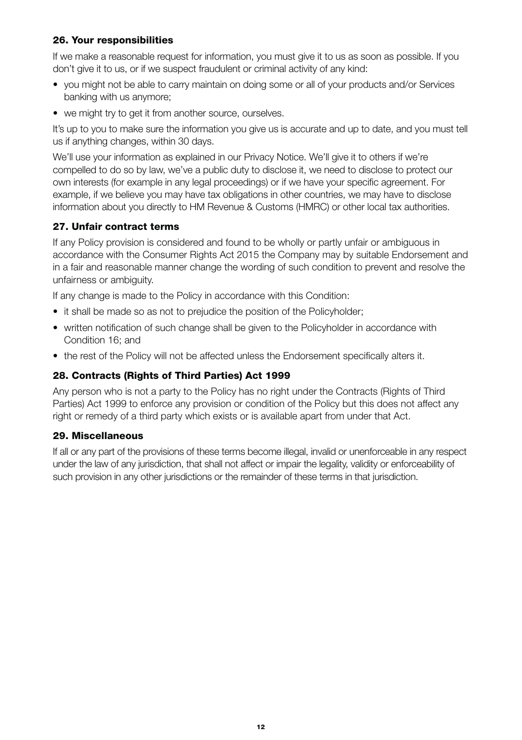## 26. Your responsibilities

If we make a reasonable request for information, you must give it to us as soon as possible. If you don't give it to us, or if we suspect fraudulent or criminal activity of any kind:

- you might not be able to carry maintain on doing some or all of your products and/or Services banking with us anymore;
- we might try to get it from another source, ourselves.

It's up to you to make sure the information you give us is accurate and up to date, and you must tell us if anything changes, within 30 days.

We'll use your information as explained in our Privacy Notice. We'll give it to others if we're compelled to do so by law, we've a public duty to disclose it, we need to disclose to protect our own interests (for example in any legal proceedings) or if we have your specific agreement. For example, if we believe you may have tax obligations in other countries, we may have to disclose information about you directly to HM Revenue & Customs (HMRC) or other local tax authorities.

## 27. Unfair contract terms

If any Policy provision is considered and found to be wholly or partly unfair or ambiguous in accordance with the Consumer Rights Act 2015 the Company may by suitable Endorsement and in a fair and reasonable manner change the wording of such condition to prevent and resolve the unfairness or ambiguity.

If any change is made to the Policy in accordance with this Condition:

- it shall be made so as not to prejudice the position of the Policyholder;
- written notification of such change shall be given to the Policyholder in accordance with Condition 16; and
- the rest of the Policy will not be affected unless the Endorsement specifically alters it.

## 28. Contracts (Rights of Third Parties) Act 1999

Any person who is not a party to the Policy has no right under the Contracts (Rights of Third Parties) Act 1999 to enforce any provision or condition of the Policy but this does not affect any right or remedy of a third party which exists or is available apart from under that Act.

## 29. Miscellaneous

If all or any part of the provisions of these terms become illegal, invalid or unenforceable in any respect under the law of any jurisdiction, that shall not affect or impair the legality, validity or enforceability of such provision in any other jurisdictions or the remainder of these terms in that jurisdiction.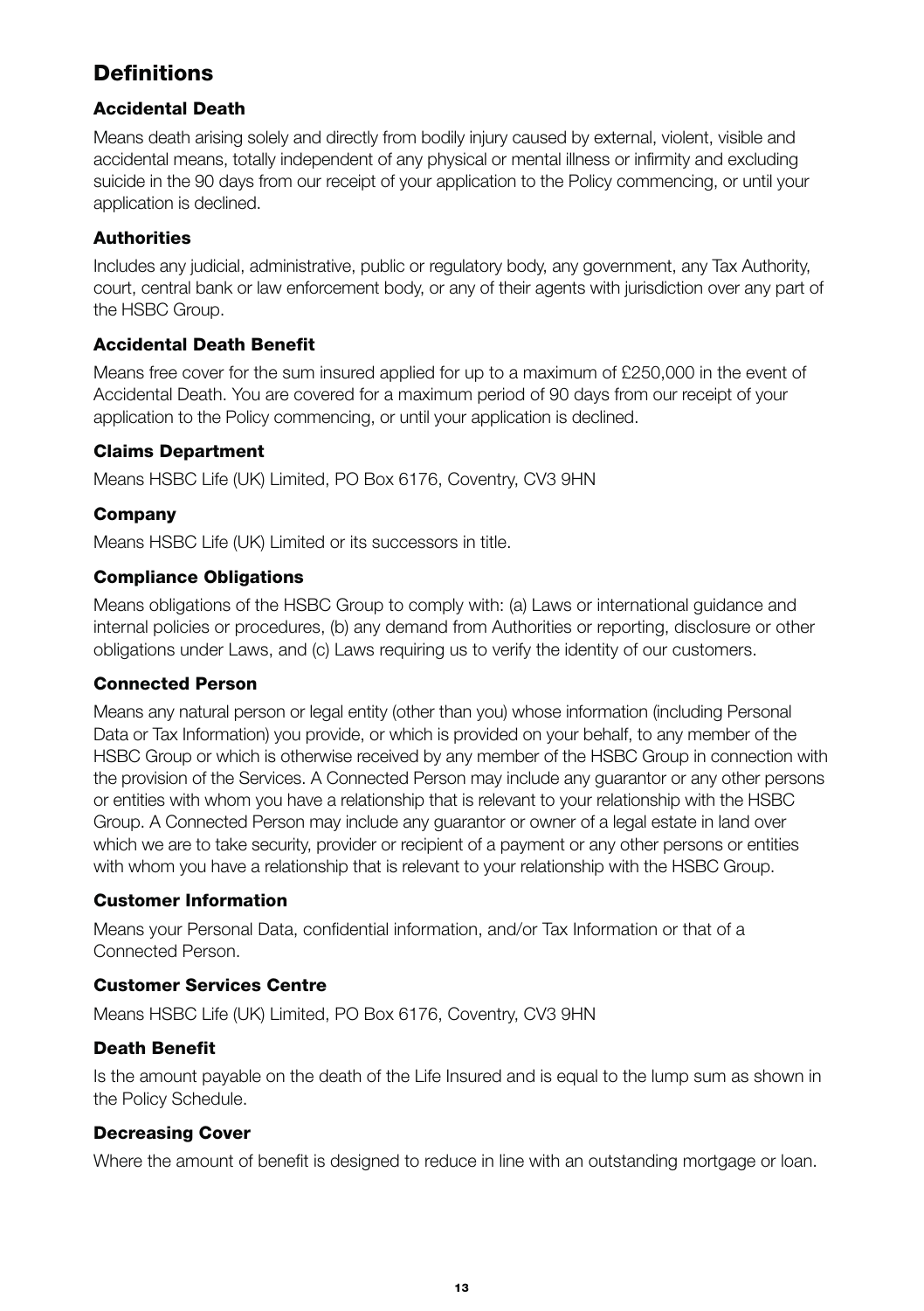## Definitions

### Accidental Death

Means death arising solely and directly from bodily injury caused by external, violent, visible and accidental means, totally independent of any physical or mental illness or infirmity and excluding suicide in the 90 days from our receipt of your application to the Policy commencing, or until your application is declined.

### Authorities

Includes any judicial, administrative, public or regulatory body, any government, any Tax Authority, court, central bank or law enforcement body, or any of their agents with jurisdiction over any part of the HSBC Group.

### Accidental Death Benefit

Means free cover for the sum insured applied for up to a maximum of £250,000 in the event of Accidental Death. You are covered for a maximum period of 90 days from our receipt of your application to the Policy commencing, or until your application is declined.

### Claims Department

Means HSBC Life (UK) Limited, PO Box 6176, Coventry, CV3 9HN

### Company

Means HSBC Life (UK) Limited or its successors in title.

### Compliance Obligations

Means obligations of the HSBC Group to comply with: (a) Laws or international guidance and internal policies or procedures, (b) any demand from Authorities or reporting, disclosure or other obligations under Laws, and (c) Laws requiring us to verify the identity of our customers.

### Connected Person

Means any natural person or legal entity (other than you) whose information (including Personal Data or Tax Information) you provide, or which is provided on your behalf, to any member of the HSBC Group or which is otherwise received by any member of the HSBC Group in connection with the provision of the Services. A Connected Person may include any guarantor or any other persons or entities with whom you have a relationship that is relevant to your relationship with the HSBC Group. A Connected Person may include any guarantor or owner of a legal estate in land over which we are to take security, provider or recipient of a payment or any other persons or entities with whom you have a relationship that is relevant to your relationship with the HSBC Group.

### Customer Information

Means your Personal Data, confidential information, and/or Tax Information or that of a Connected Person.

### Customer Services Centre

Means HSBC Life (UK) Limited, PO Box 6176, Coventry, CV3 9HN

### Death Benefit

Is the amount payable on the death of the Life Insured and is equal to the lump sum as shown in the Policy Schedule.

### Decreasing Cover

Where the amount of benefit is designed to reduce in line with an outstanding mortgage or loan.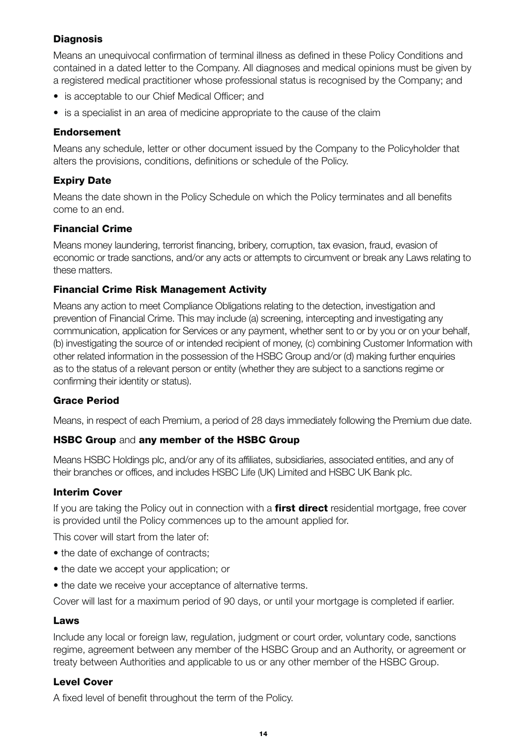### Diagnosis

Means an unequivocal confirmation of terminal illness as defined in these Policy Conditions and contained in a dated letter to the Company. All diagnoses and medical opinions must be given by a registered medical practitioner whose professional status is recognised by the Company; and

- is acceptable to our Chief Medical Officer; and
- is a specialist in an area of medicine appropriate to the cause of the claim

### Endorsement

Means any schedule, letter or other document issued by the Company to the Policyholder that alters the provisions, conditions, definitions or schedule of the Policy.

### Expiry Date

Means the date shown in the Policy Schedule on which the Policy terminates and all benefits come to an end.

### Financial Crime

Means money laundering, terrorist financing, bribery, corruption, tax evasion, fraud, evasion of economic or trade sanctions, and/or any acts or attempts to circumvent or break any Laws relating to these matters.

### Financial Crime Risk Management Activity

Means any action to meet Compliance Obligations relating to the detection, investigation and prevention of Financial Crime. This may include (a) screening, intercepting and investigating any communication, application for Services or any payment, whether sent to or by you or on your behalf, (b) investigating the source of or intended recipient of money, (c) combining Customer Information with other related information in the possession of the HSBC Group and/or (d) making further enquiries as to the status of a relevant person or entity (whether they are subject to a sanctions regime or confirming their identity or status).

### Grace Period

Means, in respect of each Premium, a period of 28 days immediately following the Premium due date.

### HSBC Group and any member of the HSBC Group

Means HSBC Holdings plc, and/or any of its affiliates, subsidiaries, associated entities, and any of their branches or offices, and includes HSBC Life (UK) Limited and HSBC UK Bank plc.

### Interim Cover

If you are taking the Policy out in connection with a **first direct** residential mortgage, free cover is provided until the Policy commences up to the amount applied for.

This cover will start from the later of:

- the date of exchange of contracts;
- the date we accept your application; or
- the date we receive your acceptance of alternative terms.

Cover will last for a maximum period of 90 days, or until your mortgage is completed if earlier.

### Laws

Include any local or foreign law, regulation, judgment or court order, voluntary code, sanctions regime, agreement between any member of the HSBC Group and an Authority, or agreement or treaty between Authorities and applicable to us or any other member of the HSBC Group.

### Level Cover

A fixed level of benefit throughout the term of the Policy.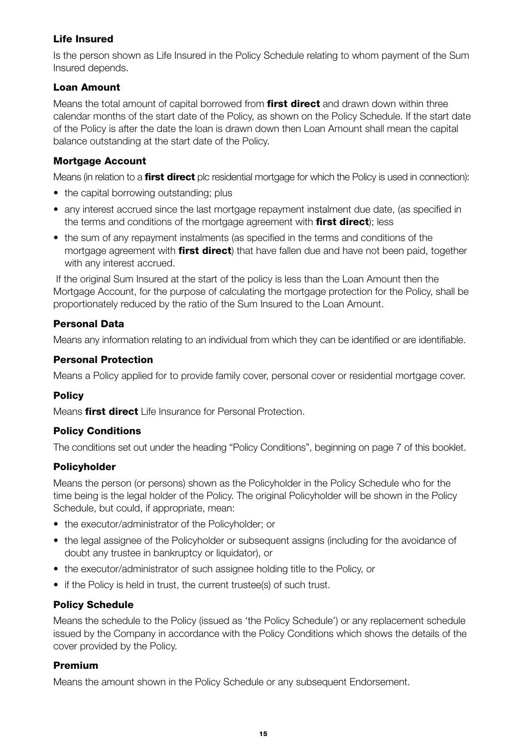### Life Insured

Is the person shown as Life Insured in the Policy Schedule relating to whom payment of the Sum Insured depends.

### Loan Amount

Means the total amount of capital borrowed from **first direct** and drawn down within three calendar months of the start date of the Policy, as shown on the Policy Schedule. If the start date of the Policy is after the date the loan is drawn down then Loan Amount shall mean the capital balance outstanding at the start date of the Policy.

### Mortgage Account

Means (in relation to a **first direct** plc residential mortgage for which the Policy is used in connection):

- the capital borrowing outstanding; plus
- any interest accrued since the last mortgage repayment instalment due date, (as specified in the terms and conditions of the mortgage agreement with **first direct**); less
- the sum of any repayment instalments (as specified in the terms and conditions of the mortgage agreement with **first direct**) that have fallen due and have not been paid, together with any interest accrued.

If the original Sum Insured at the start of the policy is less than the Loan Amount then the Mortgage Account, for the purpose of calculating the mortgage protection for the Policy, shall be proportionately reduced by the ratio of the Sum Insured to the Loan Amount.

### Personal Data

Means any information relating to an individual from which they can be identified or are identifiable.

### Personal Protection

Means a Policy applied for to provide family cover, personal cover or residential mortgage cover.

### Policy

Means **first direct** Life Insurance for Personal Protection.

### Policy Conditions

The conditions set out under the heading "Policy Conditions", beginning on page 7 of this booklet.

### Policyholder

Means the person (or persons) shown as the Policyholder in the Policy Schedule who for the time being is the legal holder of the Policy. The original Policyholder will be shown in the Policy Schedule, but could, if appropriate, mean:

- the executor/administrator of the Policyholder; or
- the legal assignee of the Policyholder or subsequent assigns (including for the avoidance of doubt any trustee in bankruptcy or liquidator), or
- the executor/administrator of such assignee holding title to the Policy, or
- if the Policy is held in trust, the current trustee(s) of such trust.

### Policy Schedule

Means the schedule to the Policy (issued as 'the Policy Schedule') or any replacement schedule issued by the Company in accordance with the Policy Conditions which shows the details of the cover provided by the Policy.

### Premium

Means the amount shown in the Policy Schedule or any subsequent Endorsement.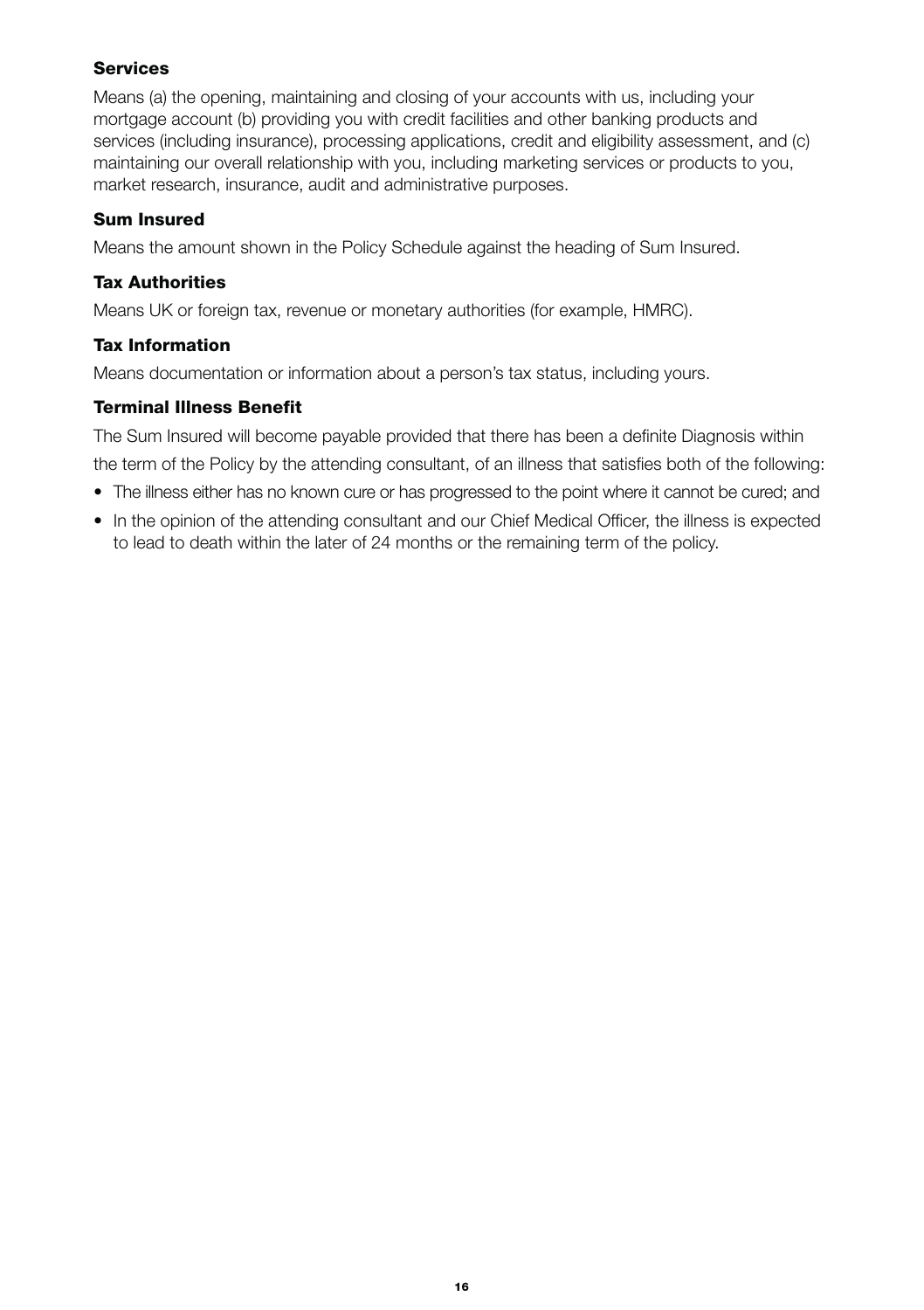### Services

Means (a) the opening, maintaining and closing of your accounts with us, including your mortgage account (b) providing you with credit facilities and other banking products and services (including insurance), processing applications, credit and eligibility assessment, and (c) maintaining our overall relationship with you, including marketing services or products to you, market research, insurance, audit and administrative purposes.

### Sum Insured

Means the amount shown in the Policy Schedule against the heading of Sum Insured.

### Tax Authorities

Means UK or foreign tax, revenue or monetary authorities (for example, HMRC).

### Tax Information

Means documentation or information about a person's tax status, including yours.

### Terminal Illness Benefit

The Sum Insured will become payable provided that there has been a definite Diagnosis within the term of the Policy by the attending consultant, of an illness that satisfies both of the following:

- The illness either has no known cure or has progressed to the point where it cannot be cured; and
- In the opinion of the attending consultant and our Chief Medical Officer, the illness is expected to lead to death within the later of 24 months or the remaining term of the policy.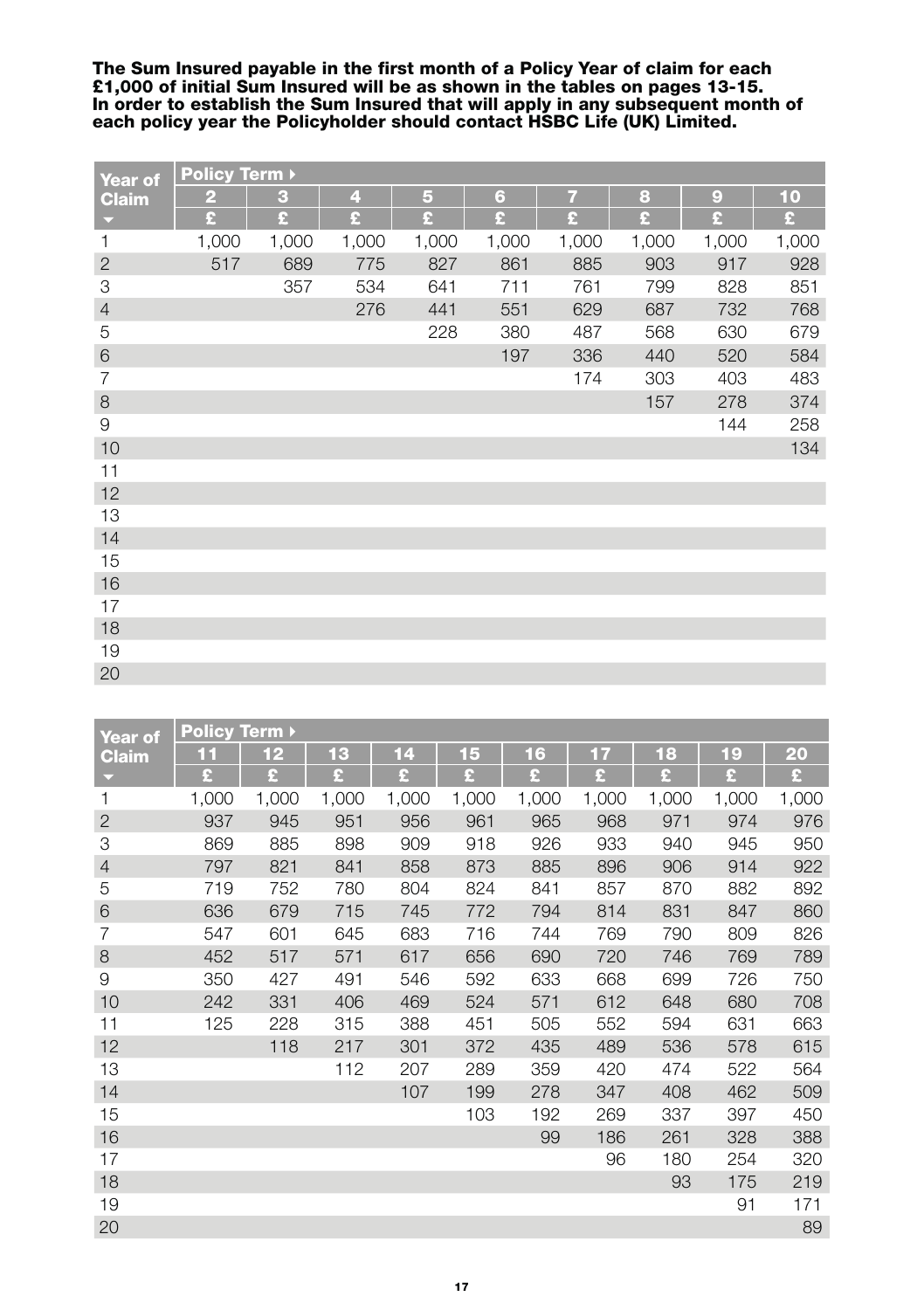**The Sum Insured payable in the first month of a Policy Year of claim for each £1,000 of initial Sum Insured will be as shown in the tables on pages 13-15. In order to establish the Sum Insured that will apply in any subsequent month of each policy year the Policyholder should contact HSBC Life (UK) Limited.**

| Year of Claim | Policy Term | | | | | | | | |
|---|---|---|---|---|---|---|---|---|---|
| | 2 | 3 | 4 | 5 | 6 | 7 | 8 | 9 | 10 |
| | £ | £ | £ | £ | £ | £ | £ | £ | £ |
| 1 | 1,000 | 1,000 | 1,000 | 1,000 | 1,000 | 1,000 | 1,000 | 1,000 | 1,000 |
| 2 | 517 | 689 | 775 | 827 | 861 | 885 | 903 | 917 | 928 |
| 3 | | 357 | 534 | 641 | 711 | 761 | 799 | 828 | 851 |
| 4 | | | 276 | 441 | 551 | 629 | 687 | 732 | 768 |
| 5 | | | | 228 | 380 | 487 | 568 | 630 | 679 |
| 6 | | | | | 197 | 336 | 440 | 520 | 584 |
| 7 | | | | | | 174 | 303 | 403 | 483 |
| 8 | | | | | | | 157 | 278 | 374 |
| 9 | | | | | | | | 144 | 258 |
| 10 | | | | | | | | | 134 |
| 11 | | | | | | | | | |
| 12 | | | | | | | | | |
| 13 | | | | | | | | | |
| 14 | | | | | | | | | |
| 15 | | | | | | | | | |
| 16 | | | | | | | | | |
| 17 | | | | | | | | | |
| 18 | | | | | | | | | |
| 19 | | | | | | | | | |
| 20 | | | | | | | | | |

| Year of Claim | Policy Term | | | | | | | | |
|---|---|---|---|---|---|---|---|---|---|
| | 11 | 12 | 13 | 14 | 15 | 16 | 17 | 18 | 19 | 20 |
| | £ | £ | £ | £ | £ | £ | £ | £ | £ | £ |
| 1 | 1,000 | 1,000 | 1,000 | 1,000 | 1,000 | 1,000 | 1,000 | 1,000 | 1,000 | 1,000 |
| 2 | 937 | 945 | 951 | 956 | 961 | 965 | 968 | 971 | 974 | 976 |
| 3 | 869 | 885 | 898 | 909 | 918 | 926 | 933 | 940 | 945 | 950 |
| 4 | 797 | 821 | 841 | 858 | 873 | 885 | 896 | 906 | 914 | 922 |
| 5 | 719 | 752 | 780 | 804 | 824 | 841 | 857 | 870 | 882 | 892 |
| 6 | 636 | 679 | 715 | 745 | 772 | 794 | 814 | 831 | 847 | 860 |
| 7 | 547 | 601 | 645 | 683 | 716 | 744 | 769 | 790 | 809 | 826 |
| 8 | 452 | 517 | 571 | 617 | 656 | 690 | 720 | 746 | 769 | 789 |
| 9 | 350 | 427 | 491 | 546 | 592 | 633 | 668 | 699 | 726 | 750 |
| 10 | 242 | 331 | 406 | 469 | 524 | 571 | 612 | 648 | 680 | 708 |
| 11 | 125 | 228 | 315 | 388 | 451 | 505 | 552 | 594 | 631 | 663 |
| 12 | | 118 | 217 | 301 | 372 | 435 | 489 | 536 | 578 | 615 |
| 13 | | | 112 | 207 | 289 | 359 | 420 | 474 | 522 | 564 |
| 14 | | | | 107 | 199 | 278 | 347 | 408 | 462 | 509 |
| 15 | | | | | 103 | 192 | 269 | 337 | 397 | 450 |
| 16 | | | | | | 99 | 186 | 261 | 328 | 388 |
| 17 | | | | | | | 96 | 180 | 254 | 320 |
| 18 | | | | | | | | 93 | 175 | 219 |
| 19 | | | | | | | | | 91 | 171 |
| 20 | | | | | | | | | | 89 |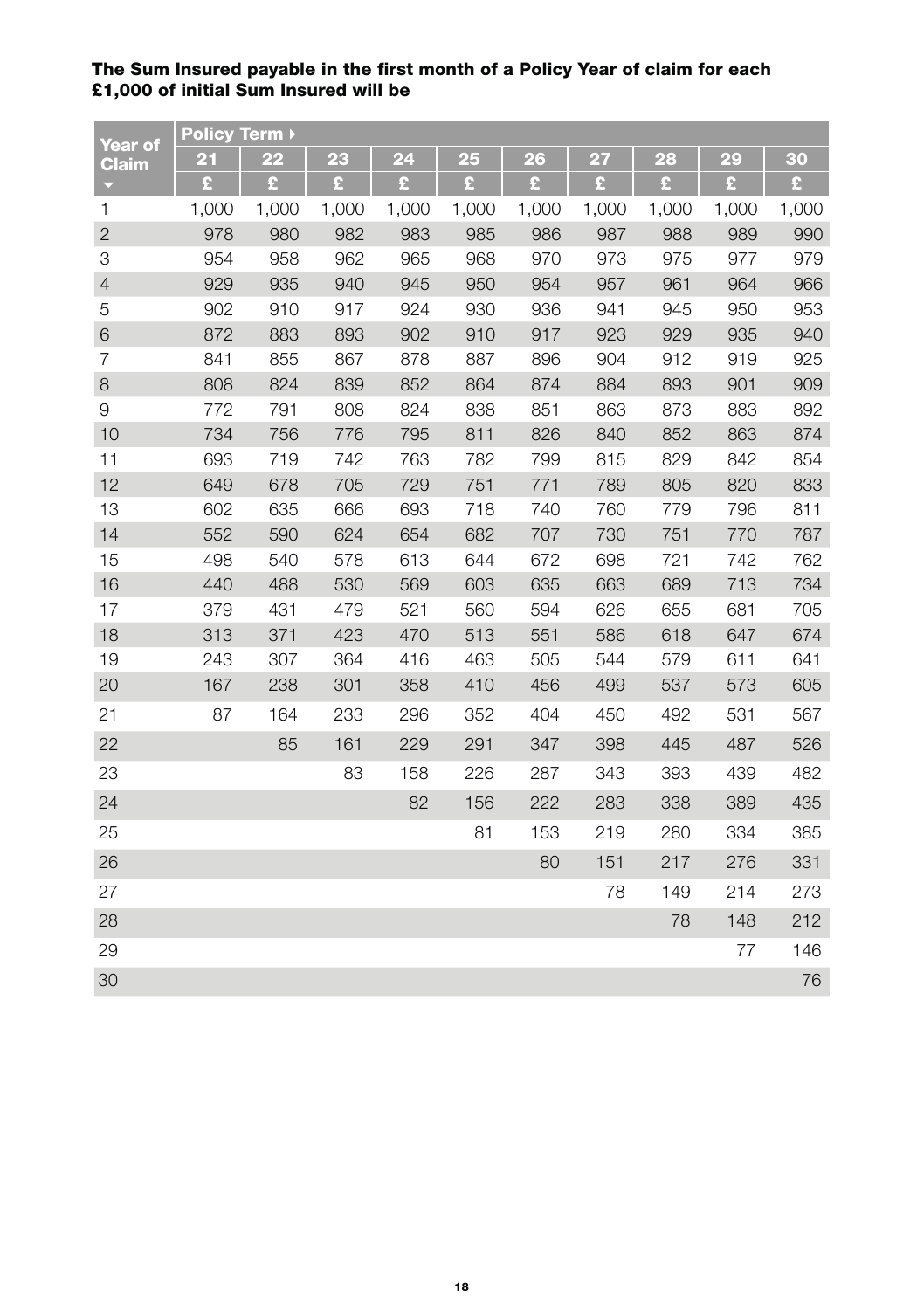**The Sum Insured payable in the first month of a Policy Year of claim for each £1,000 of initial Sum Insured will be**

| Year of Claim | Policy Term ▸ | | | | | | | | | |
|---|---|---|---|---|---|---|---|---|---|---|
| | 21 | 22 | 23 | 24 | 25 | 26 | 27 | 28 | 29 | 30 |
| ▾ | £ | £ | £ | £ | £ | £ | £ | £ | £ | £ |
| 1 | 1,000 | 1,000 | 1,000 | 1,000 | 1,000 | 1,000 | 1,000 | 1,000 | 1,000 | 1,000 |
| 2 | 978 | 980 | 982 | 983 | 985 | 986 | 987 | 988 | 989 | 990 |
| 3 | 954 | 958 | 962 | 965 | 968 | 970 | 973 | 975 | 977 | 979 |
| 4 | 929 | 935 | 940 | 945 | 950 | 954 | 957 | 961 | 964 | 966 |
| 5 | 902 | 910 | 917 | 924 | 930 | 936 | 941 | 945 | 950 | 953 |
| 6 | 872 | 883 | 893 | 902 | 910 | 917 | 923 | 929 | 935 | 940 |
| 7 | 841 | 855 | 867 | 878 | 887 | 896 | 904 | 912 | 919 | 925 |
| 8 | 808 | 824 | 839 | 852 | 864 | 874 | 884 | 893 | 901 | 909 |
| 9 | 772 | 791 | 808 | 824 | 838 | 851 | 863 | 873 | 883 | 892 |
| 10 | 734 | 756 | 776 | 795 | 811 | 826 | 840 | 852 | 863 | 874 |
| 11 | 693 | 719 | 742 | 763 | 782 | 799 | 815 | 829 | 842 | 854 |
| 12 | 649 | 678 | 705 | 729 | 751 | 771 | 789 | 805 | 820 | 833 |
| 13 | 602 | 635 | 666 | 693 | 718 | 740 | 760 | 779 | 796 | 811 |
| 14 | 552 | 590 | 624 | 654 | 682 | 707 | 730 | 751 | 770 | 787 |
| 15 | 498 | 540 | 578 | 613 | 644 | 672 | 698 | 721 | 742 | 762 |
| 16 | 440 | 488 | 530 | 569 | 603 | 635 | 663 | 689 | 713 | 734 |
| 17 | 379 | 431 | 479 | 521 | 560 | 594 | 626 | 655 | 681 | 705 |
| 18 | 313 | 371 | 423 | 470 | 513 | 551 | 586 | 618 | 647 | 674 |
| 19 | 243 | 307 | 364 | 416 | 463 | 505 | 544 | 579 | 611 | 641 |
| 20 | 167 | 238 | 301 | 358 | 410 | 456 | 499 | 537 | 573 | 605 |
| 21 | 87 | 164 | 233 | 296 | 352 | 404 | 450 | 492 | 531 | 567 |
| 22 | | 85 | 161 | 229 | 291 | 347 | 398 | 445 | 487 | 526 |
| 23 | | | 83 | 158 | 226 | 287 | 343 | 393 | 439 | 482 |
| 24 | | | | 82 | 156 | 222 | 283 | 338 | 389 | 435 |
| 25 | | | | | 81 | 153 | 219 | 280 | 334 | 385 |
| 26 | | | | | | 80 | 151 | 217 | 276 | 331 |
| 27 | | | | | | | 78 | 149 | 214 | 273 |
| 28 | | | | | | | | 78 | 148 | 212 |
| 29 | | | | | | | | | 77 | 146 |
| 30 | | | | | | | | | | 76 |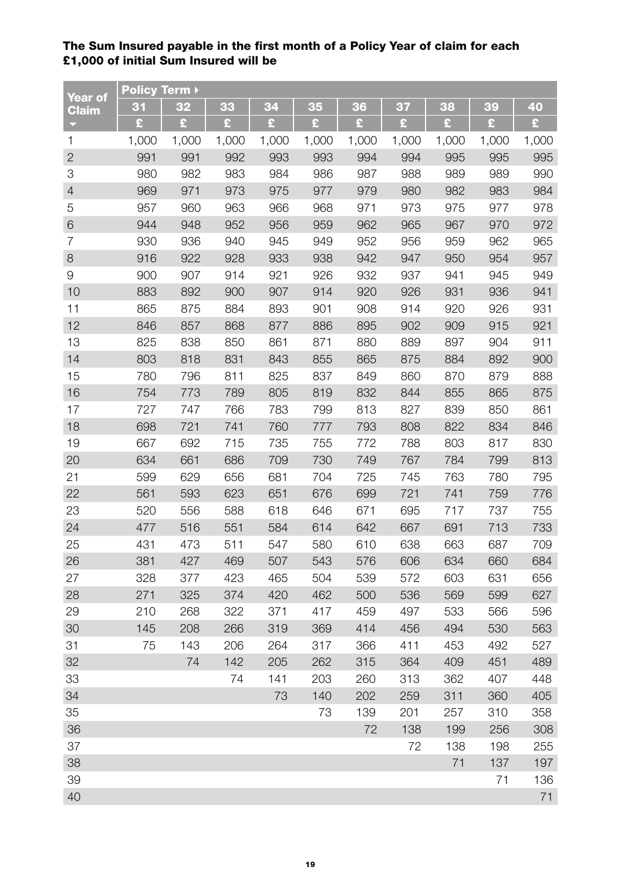**The Sum Insured payable in the first month of a Policy Year of claim for each £1,000 of initial Sum Insured will be**

| Year of Claim | Policy Term | | | | | | | | | |
|---|---|---|---|---|---|---|---|---|---|---|
| | 31 | 32 | 33 | 34 | 35 | 36 | 37 | 38 | 39 | 40 |
| | £ | £ | £ | £ | £ | £ | £ | £ | £ | £ |
| 1 | 1,000 | 1,000 | 1,000 | 1,000 | 1,000 | 1,000 | 1,000 | 1,000 | 1,000 | 1,000 |
| 2 | 991 | 991 | 992 | 993 | 993 | 994 | 994 | 995 | 995 | 995 |
| 3 | 980 | 982 | 983 | 984 | 986 | 987 | 988 | 989 | 989 | 990 |
| 4 | 969 | 971 | 973 | 975 | 977 | 979 | 980 | 982 | 983 | 984 |
| 5 | 957 | 960 | 963 | 966 | 968 | 971 | 973 | 975 | 977 | 978 |
| 6 | 944 | 948 | 952 | 956 | 959 | 962 | 965 | 967 | 970 | 972 |
| 7 | 930 | 936 | 940 | 945 | 949 | 952 | 956 | 959 | 962 | 965 |
| 8 | 916 | 922 | 928 | 933 | 938 | 942 | 947 | 950 | 954 | 957 |
| 9 | 900 | 907 | 914 | 921 | 926 | 932 | 937 | 941 | 945 | 949 |
| 10 | 883 | 892 | 900 | 907 | 914 | 920 | 926 | 931 | 936 | 941 |
| 11 | 865 | 875 | 884 | 893 | 901 | 908 | 914 | 920 | 926 | 931 |
| 12 | 846 | 857 | 868 | 877 | 886 | 895 | 902 | 909 | 915 | 921 |
| 13 | 825 | 838 | 850 | 861 | 871 | 880 | 889 | 897 | 904 | 911 |
| 14 | 803 | 818 | 831 | 843 | 855 | 865 | 875 | 884 | 892 | 900 |
| 15 | 780 | 796 | 811 | 825 | 837 | 849 | 860 | 870 | 879 | 888 |
| 16 | 754 | 773 | 789 | 805 | 819 | 832 | 844 | 855 | 865 | 875 |
| 17 | 727 | 747 | 766 | 783 | 799 | 813 | 827 | 839 | 850 | 861 |
| 18 | 698 | 721 | 741 | 760 | 777 | 793 | 808 | 822 | 834 | 846 |
| 19 | 667 | 692 | 715 | 735 | 755 | 772 | 788 | 803 | 817 | 830 |
| 20 | 634 | 661 | 686 | 709 | 730 | 749 | 767 | 784 | 799 | 813 |
| 21 | 599 | 629 | 656 | 681 | 704 | 725 | 745 | 763 | 780 | 795 |
| 22 | 561 | 593 | 623 | 651 | 676 | 699 | 721 | 741 | 759 | 776 |
| 23 | 520 | 556 | 588 | 618 | 646 | 671 | 695 | 717 | 737 | 755 |
| 24 | 477 | 516 | 551 | 584 | 614 | 642 | 667 | 691 | 713 | 733 |
| 25 | 431 | 473 | 511 | 547 | 580 | 610 | 638 | 663 | 687 | 709 |
| 26 | 381 | 427 | 469 | 507 | 543 | 576 | 606 | 634 | 660 | 684 |
| 27 | 328 | 377 | 423 | 465 | 504 | 539 | 572 | 603 | 631 | 656 |
| 28 | 271 | 325 | 374 | 420 | 462 | 500 | 536 | 569 | 599 | 627 |
| 29 | 210 | 268 | 322 | 371 | 417 | 459 | 497 | 533 | 566 | 596 |
| 30 | 145 | 208 | 266 | 319 | 369 | 414 | 456 | 494 | 530 | 563 |
| 31 | 75 | 143 | 206 | 264 | 317 | 366 | 411 | 453 | 492 | 527 |
| 32 | | 74 | 142 | 205 | 262 | 315 | 364 | 409 | 451 | 489 |
| 33 | | | 74 | 141 | 203 | 260 | 313 | 362 | 407 | 448 |
| 34 | | | | 73 | 140 | 202 | 259 | 311 | 360 | 405 |
| 35 | | | | | 73 | 139 | 201 | 257 | 310 | 358 |
| 36 | | | | | | 72 | 138 | 199 | 256 | 308 |
| 37 | | | | | | | 72 | 138 | 198 | 255 |
| 38 | | | | | | | | 71 | 137 | 197 |
| 39 | | | | | | | | | 71 | 136 |
| 40 | | | | | | | | | | 71 |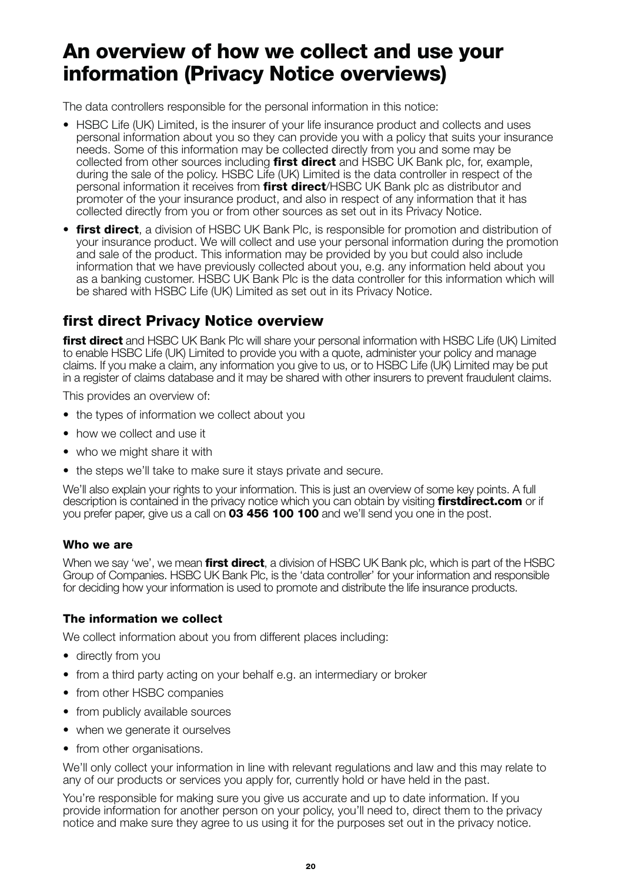# An overview of how we collect and use your information (Privacy Notice overviews)

The data controllers responsible for the personal information in this notice:

- HSBC Life (UK) Limited, is the insurer of your life insurance product and collects and uses personal information about you so they can provide you with a policy that suits your insurance needs. Some of this information may be collected directly from you and some may be collected from other sources including **first direct** and HSBC UK Bank plc, for, example, during the sale of the policy. HSBC Life (UK) Limited is the data controller in respect of the personal information it receives from **first direct**/HSBC UK Bank plc as distributor and promoter of the your insurance product, and also in respect of any information that it has collected directly from you or from other sources as set out in its Privacy Notice.
- **first direct**, a division of HSBC UK Bank Plc, is responsible for promotion and distribution of your insurance product. We will collect and use your personal information during the promotion and sale of the product. This information may be provided by you but could also include information that we have previously collected about you, e.g. any information held about you as a banking customer. HSBC UK Bank Plc is the data controller for this information which will be shared with HSBC Life (UK) Limited as set out in its Privacy Notice.

## first direct Privacy Notice overview

**first direct** and HSBC UK Bank Plc will share your personal information with HSBC Life (UK) Limited to enable HSBC Life (UK) Limited to provide you with a quote, administer your policy and manage claims. If you make a claim, any information you give to us, or to HSBC Life (UK) Limited may be put in a register of claims database and it may be shared with other insurers to prevent fraudulent claims.

This provides an overview of:

- the types of information we collect about you
- how we collect and use it
- who we might share it with
- the steps we'll take to make sure it stays private and secure.

We'll also explain your rights to your information. This is just an overview of some key points. A full description is contained in the privacy notice which you can obtain by visiting **firstdirect.com** or if you prefer paper, give us a call on **03 456 100 100** and we'll send you one in the post.

### Who we are

When we say 'we', we mean **first direct**, a division of HSBC UK Bank plc, which is part of the HSBC Group of Companies. HSBC UK Bank Plc, is the 'data controller' for your information and responsible for deciding how your information is used to promote and distribute the life insurance products.

### The information we collect

We collect information about you from different places including:

- directly from you
- from a third party acting on your behalf e.g. an intermediary or broker
- from other HSBC companies
- from publicly available sources
- when we generate it ourselves
- from other organisations.

We'll only collect your information in line with relevant regulations and law and this may relate to any of our products or services you apply for, currently hold or have held in the past.

You're responsible for making sure you give us accurate and up to date information. If you provide information for another person on your policy, you'll need to, direct them to the privacy notice and make sure they agree to us using it for the purposes set out in the privacy notice.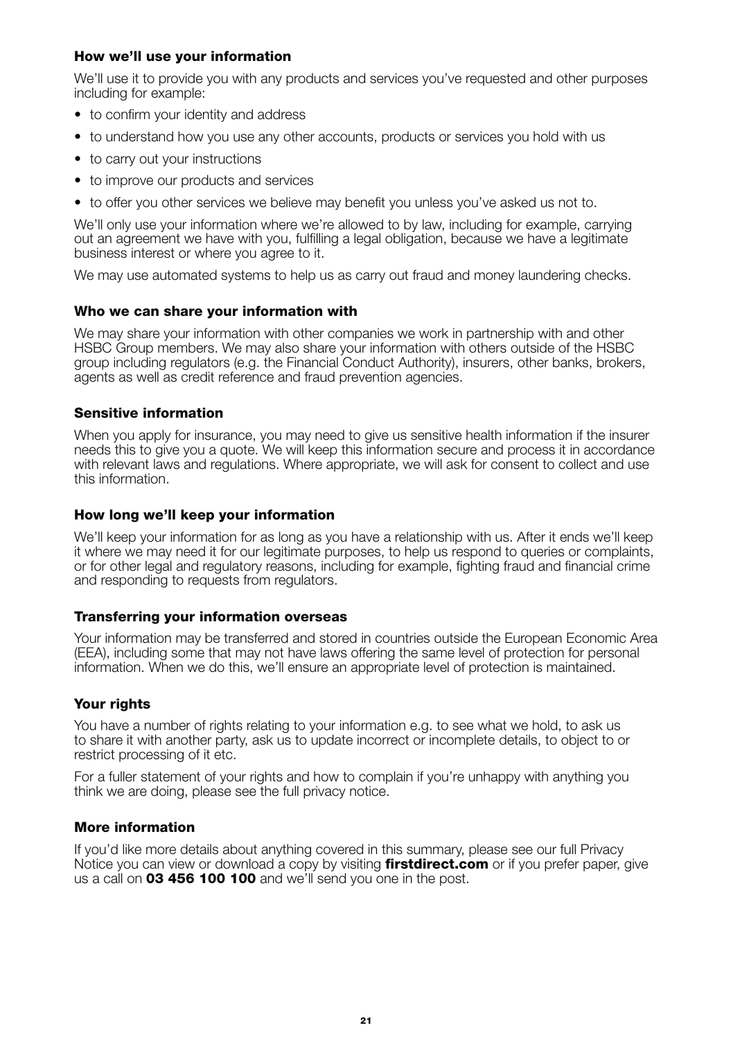### How we'll use your information

We'll use it to provide you with any products and services you've requested and other purposes including for example:

- to confirm your identity and address
- to understand how you use any other accounts, products or services you hold with us
- to carry out your instructions
- to improve our products and services
- to offer you other services we believe may benefit you unless you've asked us not to.

We'll only use your information where we're allowed to by law, including for example, carrying out an agreement we have with you, fulfilling a legal obligation, because we have a legitimate business interest or where you agree to it.

We may use automated systems to help us as carry out fraud and money laundering checks.

### Who we can share your information with

We may share your information with other companies we work in partnership with and other HSBC Group members. We may also share your information with others outside of the HSBC group including regulators (e.g. the Financial Conduct Authority), insurers, other banks, brokers, agents as well as credit reference and fraud prevention agencies.

### Sensitive information

When you apply for insurance, you may need to give us sensitive health information if the insurer needs this to give you a quote. We will keep this information secure and process it in accordance with relevant laws and regulations. Where appropriate, we will ask for consent to collect and use this information.

### How long we'll keep your information

We'll keep your information for as long as you have a relationship with us. After it ends we'll keep it where we may need it for our legitimate purposes, to help us respond to queries or complaints, or for other legal and regulatory reasons, including for example, fighting fraud and financial crime and responding to requests from regulators.

### Transferring your information overseas

Your information may be transferred and stored in countries outside the European Economic Area (EEA), including some that may not have laws offering the same level of protection for personal information. When we do this, we'll ensure an appropriate level of protection is maintained.

### Your rights

You have a number of rights relating to your information e.g. to see what we hold, to ask us to share it with another party, ask us to update incorrect or incomplete details, to object to or restrict processing of it etc.

For a fuller statement of your rights and how to complain if you're unhappy with anything you think we are doing, please see the full privacy notice.

### More information

If you'd like more details about anything covered in this summary, please see our full Privacy Notice you can view or download a copy by visiting **firstdirect.com** or if you prefer paper, give us a call on **03 456 100 100** and we'll send you one in the post.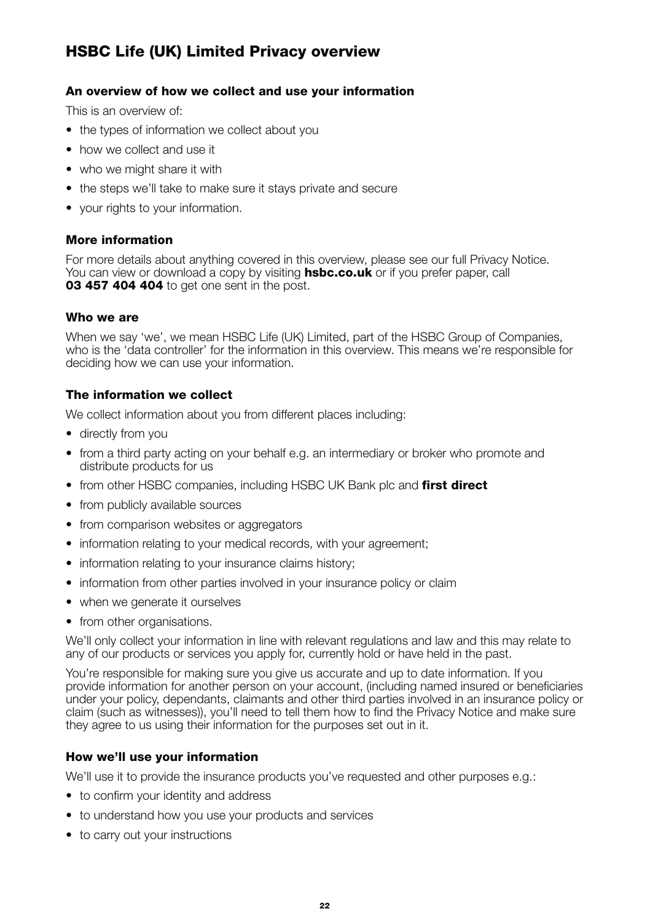## HSBC Life (UK) Limited Privacy overview

### An overview of how we collect and use your information

This is an overview of:

- the types of information we collect about you
- how we collect and use it
- who we might share it with
- the steps we'll take to make sure it stays private and secure
- your rights to your information.

### More information

For more details about anything covered in this overview, please see our full Privacy Notice. You can view or download a copy by visiting **hsbc.co.uk** or if you prefer paper, call **03 457 404 404** to get one sent in the post.

### Who we are

When we say 'we', we mean HSBC Life (UK) Limited, part of the HSBC Group of Companies, who is the 'data controller' for the information in this overview. This means we're responsible for deciding how we can use your information.

### The information we collect

We collect information about you from different places including:

- directly from you
- from a third party acting on your behalf e.g. an intermediary or broker who promote and distribute products for us
- from other HSBC companies, including HSBC UK Bank plc and **first direct**
- from publicly available sources
- from comparison websites or aggregators
- information relating to your medical records, with your agreement;
- information relating to your insurance claims history;
- information from other parties involved in your insurance policy or claim
- when we generate it ourselves
- from other organisations.

We'll only collect your information in line with relevant regulations and law and this may relate to any of our products or services you apply for, currently hold or have held in the past.

You're responsible for making sure you give us accurate and up to date information. If you provide information for another person on your account, (including named insured or beneficiaries under your policy, dependants, claimants and other third parties involved in an insurance policy or claim (such as witnesses)), you'll need to tell them how to find the Privacy Notice and make sure they agree to us using their information for the purposes set out in it.

### How we'll use your information

We'll use it to provide the insurance products you've requested and other purposes e.g.:

- to confirm your identity and address
- to understand how you use your products and services
- to carry out your instructions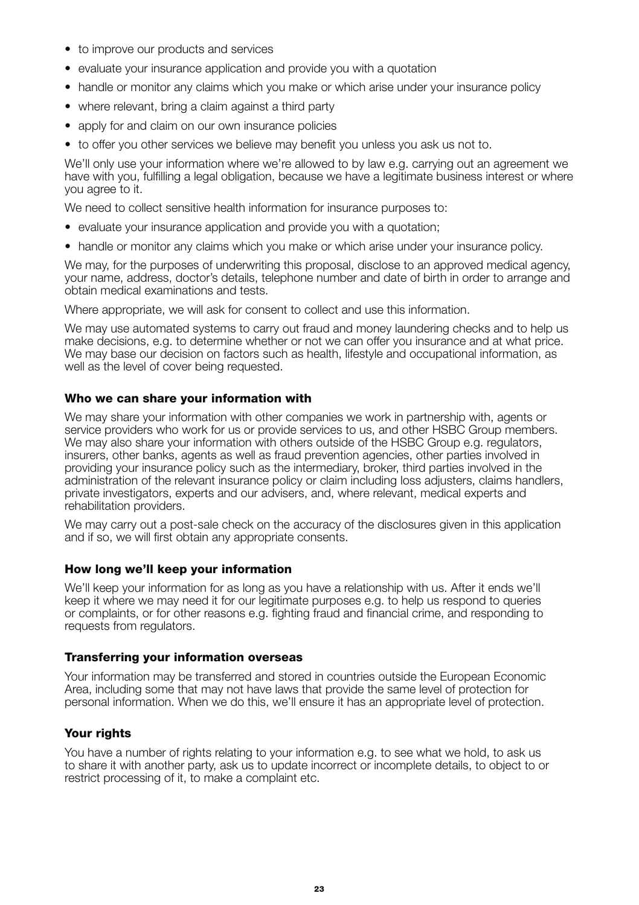- to improve our products and services
- evaluate your insurance application and provide you with a quotation
- handle or monitor any claims which you make or which arise under your insurance policy
- where relevant, bring a claim against a third party
- apply for and claim on our own insurance policies
- to offer you other services we believe may benefit you unless you ask us not to.

We'll only use your information where we're allowed to by law e.g. carrying out an agreement we have with you, fulfilling a legal obligation, because we have a legitimate business interest or where you agree to it.

We need to collect sensitive health information for insurance purposes to:

- evaluate your insurance application and provide you with a quotation;
- handle or monitor any claims which you make or which arise under your insurance policy.

We may, for the purposes of underwriting this proposal, disclose to an approved medical agency, your name, address, doctor's details, telephone number and date of birth in order to arrange and obtain medical examinations and tests.

Where appropriate, we will ask for consent to collect and use this information.

We may use automated systems to carry out fraud and money laundering checks and to help us make decisions, e.g. to determine whether or not we can offer you insurance and at what price. We may base our decision on factors such as health, lifestyle and occupational information, as well as the level of cover being requested.

### Who we can share your information with

We may share your information with other companies we work in partnership with, agents or service providers who work for us or provide services to us, and other HSBC Group members. We may also share your information with others outside of the HSBC Group e.g. regulators, insurers, other banks, agents as well as fraud prevention agencies, other parties involved in providing your insurance policy such as the intermediary, broker, third parties involved in the administration of the relevant insurance policy or claim including loss adjusters, claims handlers, private investigators, experts and our advisers, and, where relevant, medical experts and rehabilitation providers.

We may carry out a post-sale check on the accuracy of the disclosures given in this application and if so, we will first obtain any appropriate consents.

### How long we'll keep your information

We'll keep your information for as long as you have a relationship with us. After it ends we'll keep it where we may need it for our legitimate purposes e.g. to help us respond to queries or complaints, or for other reasons e.g. fighting fraud and financial crime, and responding to requests from regulators.

### Transferring your information overseas

Your information may be transferred and stored in countries outside the European Economic Area, including some that may not have laws that provide the same level of protection for personal information. When we do this, we'll ensure it has an appropriate level of protection.

### Your rights

You have a number of rights relating to your information e.g. to see what we hold, to ask us to share it with another party, ask us to update incorrect or incomplete details, to object to or restrict processing of it, to make a complaint etc.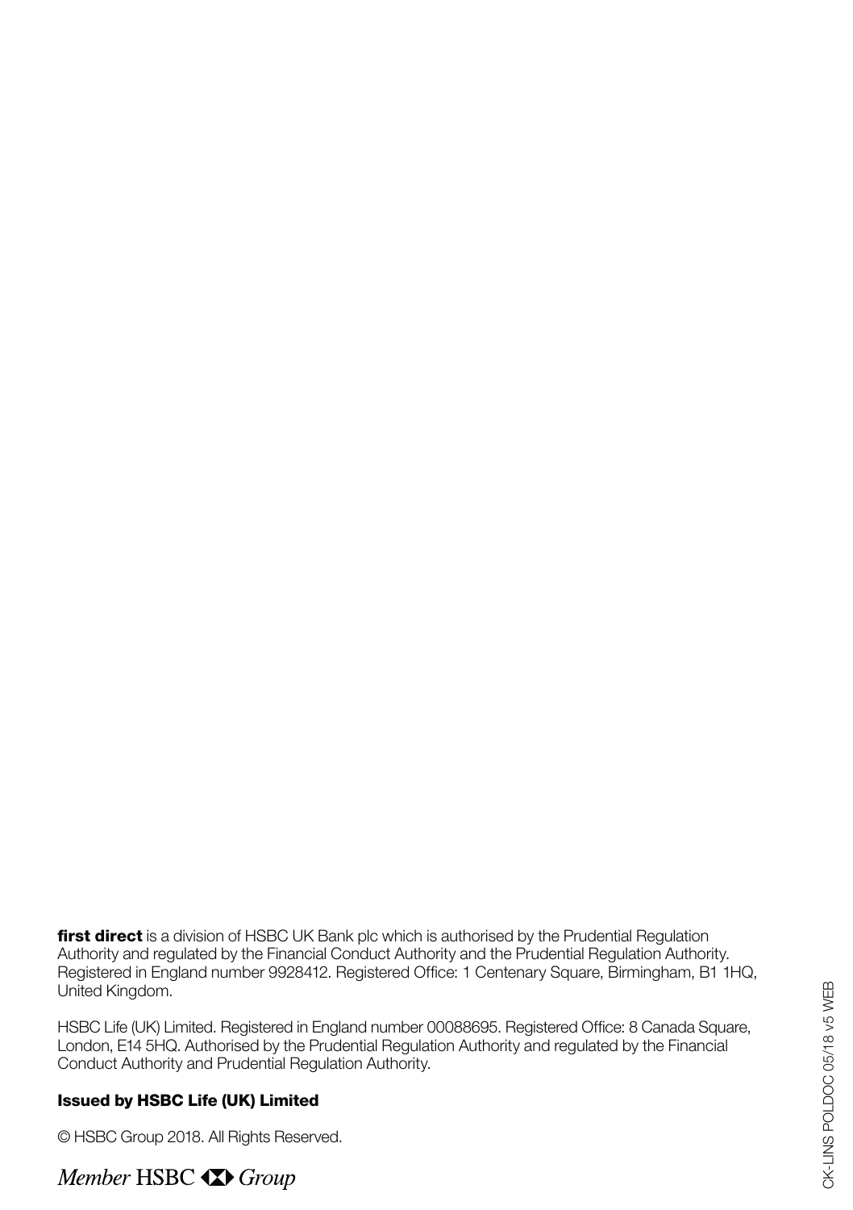**first direct** is a division of HSBC UK Bank plc which is authorised by the Prudential Regulation Authority and regulated by the Financial Conduct Authority and the Prudential Regulation Authority. Registered in England number 9928412. Registered Office: 1 Centenary Square, Birmingham, B1 1HQ, United Kingdom.

HSBC Life (UK) Limited. Registered in England number 00088695. Registered Office: 8 Canada Square, London, E14 5HQ. Authorised by the Prudential Regulation Authority and regulated by the Financial Conduct Authority and Prudential Regulation Authority.

**Issued by HSBC Life (UK) Limited**

© HSBC Group 2018. All Rights Reserved.

*Member* HSBC *Group*

CK-LINS POLDOC 05/18 v5 WEB